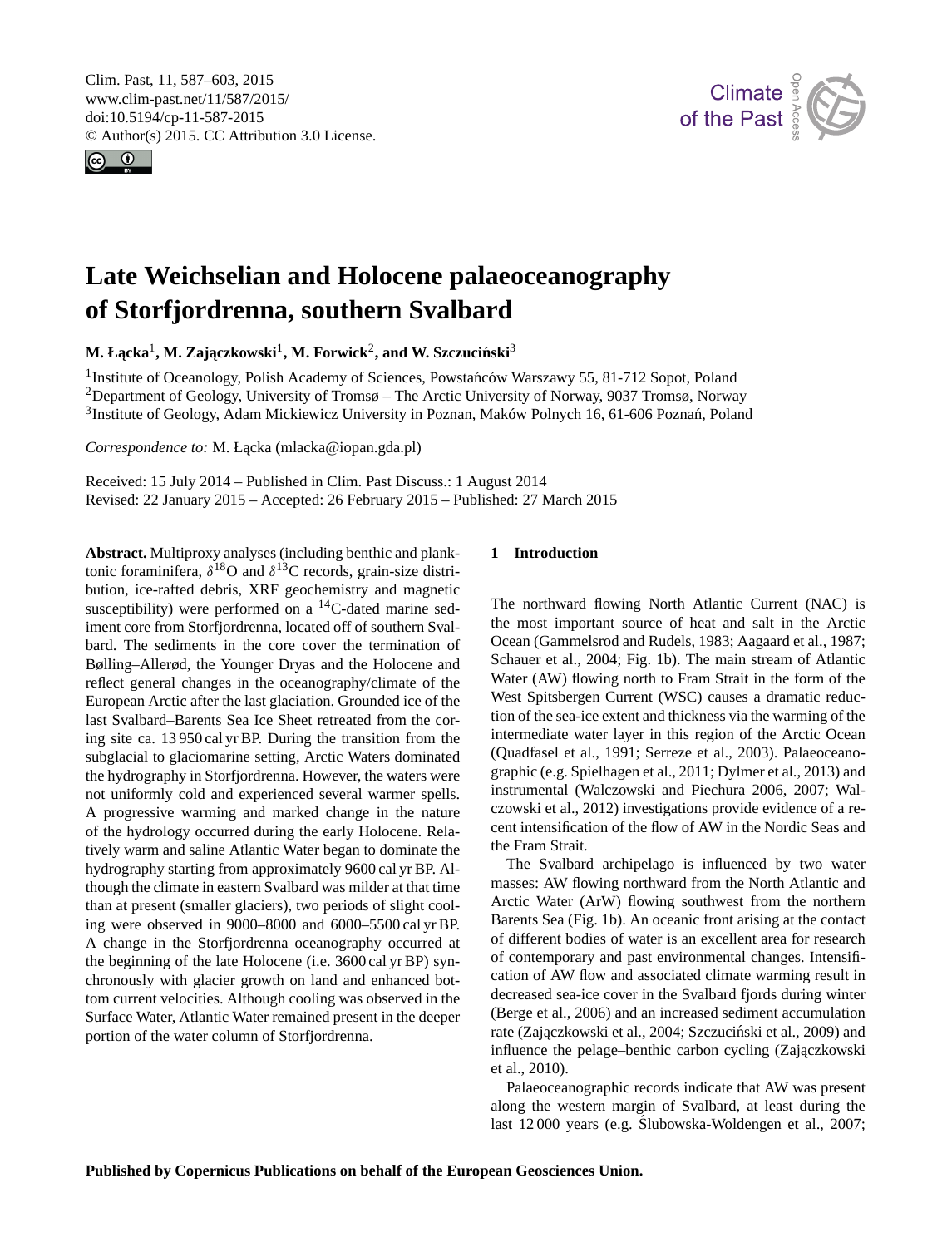# Late Weichselian and Holocene palaeoceanography of Storfjordrenna, southern Svalbard

**M. Łącka[1], M. Zajączkowski[1], M. Forwick[2], and W. Szczuciński[3]**

[1]Institute of Oceanology, Polish Academy of Sciences, Powstańców Warszawy 55, 81-712 Sopot, Poland
[2]Department of Geology, University of Tromsø – The Arctic University of Norway, 9037 Tromsø, Norway
[3]Institute of Geology, Adam Mickiewicz University in Poznan, Maków Polnych 16, 61-606 Poznań, Poland

*Correspondence to:* M. Łącka (mlacka@iopan.gda.pl)

Received: 15 July 2014 – Published in Clim. Past Discuss.: 1 August 2014
Revised: 22 January 2015 – Accepted: 26 February 2015 – Published: 27 March 2015

**Abstract.** Multiproxy analyses (including benthic and planktonic foraminifera, $\delta^{18}$O and $\delta^{13}$C records, grain-size distribution, ice-rafted debris, XRF geochemistry and magnetic susceptibility) were performed on a $^{14}$C-dated marine sediment core from Storfjordrenna, located off of southern Svalbard. The sediments in the core cover the termination of Bølling–Allerød, the Younger Dryas and the Holocene and reflect general changes in the oceanography/climate of the European Arctic after the last glaciation. Grounded ice of the last Svalbard–Barents Sea Ice Sheet retreated from the coring site ca. 13 950 cal yr BP. During the transition from the subglacial to glaciomarine setting, Arctic Waters dominated the hydrography in Storfjordrenna. However, the waters were not uniformly cold and experienced several warmer spells. A progressive warming and marked change in the nature of the hydrology occurred during the early Holocene. Relatively warm and saline Atlantic Water began to dominate the hydrography starting from approximately 9600 cal yr BP. Although the climate in eastern Svalbard was milder at that time than at present (smaller glaciers), two periods of slight cooling were observed in 9000–8000 and 6000–5500 cal yr BP. A change in the Storfjordrenna oceanography occurred at the beginning of the late Holocene (i.e. 3600 cal yr BP) synchronously with glacier growth on land and enhanced bottom current velocities. Although cooling was observed in the Surface Water, Atlantic Water remained present in the deeper portion of the water column of Storfjordrenna.

## 1 Introduction

The northward flowing North Atlantic Current (NAC) is the most important source of heat and salt in the Arctic Ocean (Gammelsrod and Rudels, 1983; Aagaard et al., 1987; Schauer et al., 2004; Fig. 1b). The main stream of Atlantic Water (AW) flowing north to Fram Strait in the form of the West Spitsbergen Current (WSC) causes a dramatic reduction of the sea-ice extent and thickness via the warming of the intermediate water layer in this region of the Arctic Ocean (Quadfasel et al., 1991; Serreze et al., 2003). Palaeoceanographic (e.g. Spielhagen et al., 2011; Dylmer et al., 2013) and instrumental (Walczowski and Piechura 2006, 2007; Walczowski et al., 2012) investigations provide evidence of a recent intensification of the flow of AW in the Nordic Seas and the Fram Strait.

The Svalbard archipelago is influenced by two water masses: AW flowing northward from the North Atlantic and Arctic Water (ArW) flowing southwest from the northern Barents Sea (Fig. 1b). An oceanic front arising at the contact of different bodies of water is an excellent area for research of contemporary and past environmental changes. Intensification of AW flow and associated climate warming result in decreased sea-ice cover in the Svalbard fjords during winter (Berge et al., 2006) and an increased sediment accumulation rate (Zajączkowski et al., 2004; Szczuciński et al., 2009) and influence the pelage–benthic carbon cycling (Zajączkowski et al., 2010).

Palaeoceanographic records indicate that AW was present along the western margin of Svalbard, at least during the last 12 000 years (e.g. Ślubowska-Woldengen et al., 2007;

**Published by Copernicus Publications on behalf of the European Geosciences Union.**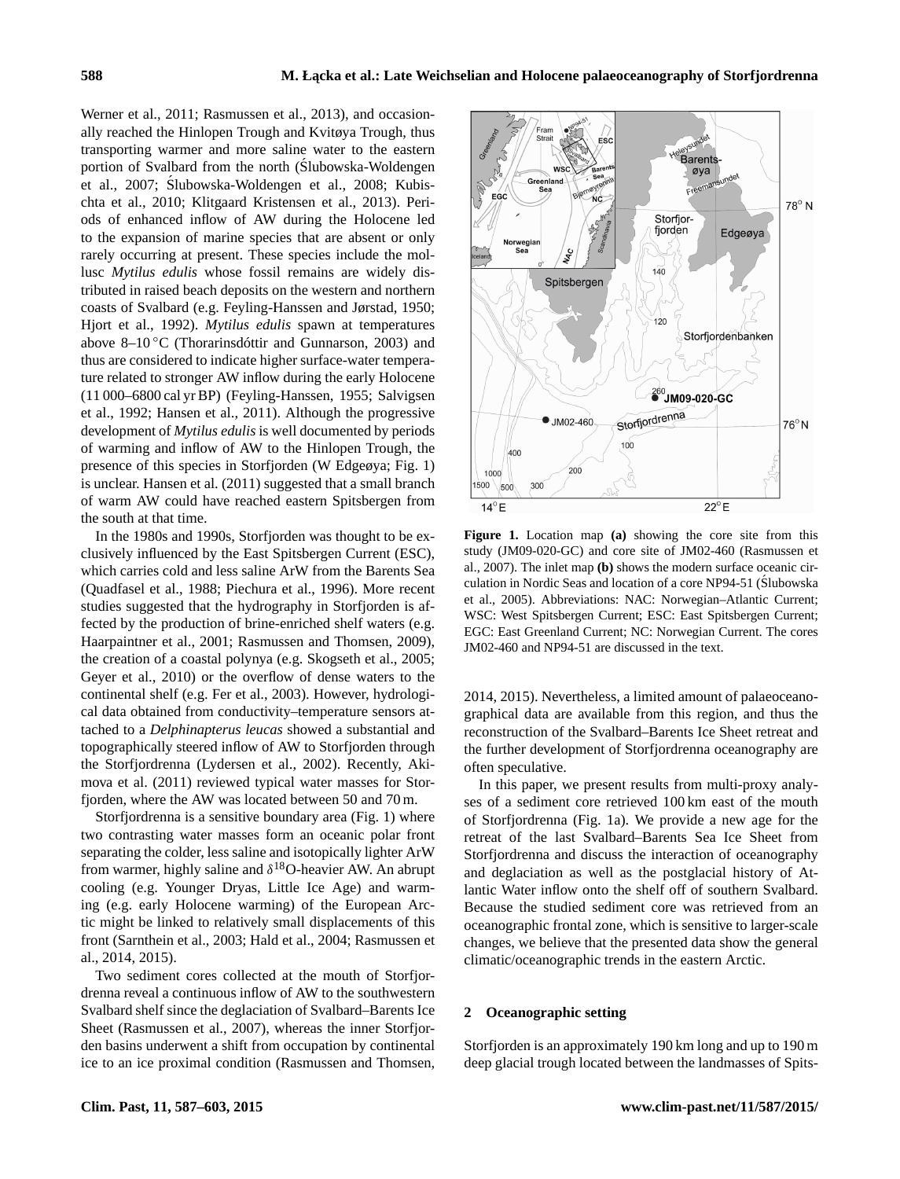Werner et al., 2011; Rasmussen et al., 2013), and occasionally reached the Hinlopen Trough and Kvitøya Trough, thus transporting warmer and more saline water to the eastern portion of Svalbard from the north (Ślubowska-Woldengen et al., 2007; Ślubowska-Woldengen et al., 2008; Kubischta et al., 2010; Klitgaard Kristensen et al., 2013). Periods of enhanced inflow of AW during the Holocene led to the expansion of marine species that are absent or only rarely occurring at present. These species include the mollusc *Mytilus edulis* whose fossil remains are widely distributed in raised beach deposits on the western and northern coasts of Svalbard (e.g. Feyling-Hanssen and Jørstad, 1950; Hjort et al., 1992). *Mytilus edulis* spawn at temperatures above 8–10 °C (Thorarinsdóttir and Gunnarson, 2003) and thus are considered to indicate higher surface-water temperature related to stronger AW inflow during the early Holocene (11 000–6800 cal yr BP) (Feyling-Hanssen, 1955; Salvigsen et al., 1992; Hansen et al., 2011). Although the progressive development of *Mytilus edulis* is well documented by periods of warming and inflow of AW to the Hinlopen Trough, the presence of this species in Storfjorden (W Edgeøya; Fig. 1) is unclear. Hansen et al. (2011) suggested that a small branch of warm AW could have reached eastern Spitsbergen from the south at that time.

In the 1980s and 1990s, Storfjorden was thought to be exclusively influenced by the East Spitsbergen Current (ESC), which carries cold and less saline ArW from the Barents Sea (Quadfasel et al., 1988; Piechura et al., 1996). More recent studies suggested that the hydrography in Storfjorden is affected by the production of brine-enriched shelf waters (e.g. Haarpaintner et al., 2001; Rasmussen and Thomsen, 2009), the creation of a coastal polynya (e.g. Skogseth et al., 2005; Geyer et al., 2010) or the overflow of dense waters to the continental shelf (e.g. Fer et al., 2003). However, hydrological data obtained from conductivity–temperature sensors attached to a *Delphinapterus leucas* showed a substantial and topographically steered inflow of AW to Storfjorden through the Storfjordrenna (Lydersen et al., 2002). Recently, Akimova et al. (2011) reviewed typical water masses for Storfjorden, where the AW was located between 50 and 70 m.

Storfjordrenna is a sensitive boundary area (Fig. 1) where two contrasting water masses form an oceanic polar front separating the colder, less saline and isotopically lighter ArW from warmer, highly saline and $\delta^{18}$O-heavier AW. An abrupt cooling (e.g. Younger Dryas, Little Ice Age) and warming (e.g. early Holocene warming) of the European Arctic might be linked to relatively small displacements of this front (Sarnthein et al., 2003; Hald et al., 2004; Rasmussen et al., 2014, 2015).

Two sediment cores collected at the mouth of Storfjordrenna reveal a continuous inflow of AW to the southwestern Svalbard shelf since the deglaciation of Svalbard–Barents Ice Sheet (Rasmussen et al., 2007), whereas the inner Storfjorden basins underwent a shift from occupation by continental ice to an ice proximal condition (Rasmussen and Thomsen, 2014, 2015). Nevertheless, a limited amount of palaeoceanographical data are available from this region, and thus the reconstruction of the Svalbard–Barents Ice Sheet retreat and the further development of Storfjordrenna oceanography are often speculative.

**Figure 1.** Location map **(a)** showing the core site from this study (JM09-020-GC) and core site of JM02-460 (Rasmussen et al., 2007). The inlet map **(b)** shows the modern surface oceanic circulation in Nordic Seas and location of a core NP94-51 (Ślubowska et al., 2005). Abbreviations: NAC: Norwegian–Atlantic Current; WSC: West Spitsbergen Current; ESC: East Spitsbergen Current; EGC: East Greenland Current; NC: Norwegian Current. The cores JM02-460 and NP94-51 are discussed in the text.

In this paper, we present results from multi-proxy analyses of a sediment core retrieved 100 km east of the mouth of Storfjordrenna (Fig. 1a). We provide a new age for the retreat of the last Svalbard–Barents Sea Ice Sheet from Storfjordrenna and discuss the interaction of oceanography and deglaciation as well as the postglacial history of Atlantic Water inflow onto the shelf off of southern Svalbard. Because the studied sediment core was retrieved from an oceanographic frontal zone, which is sensitive to larger-scale changes, we believe that the presented data show the general climatic/oceanographic trends in the eastern Arctic.

## 2 Oceanographic setting

Storfjorden is an approximately 190 km long and up to 190 m deep glacial trough located between the landmasses of Spits-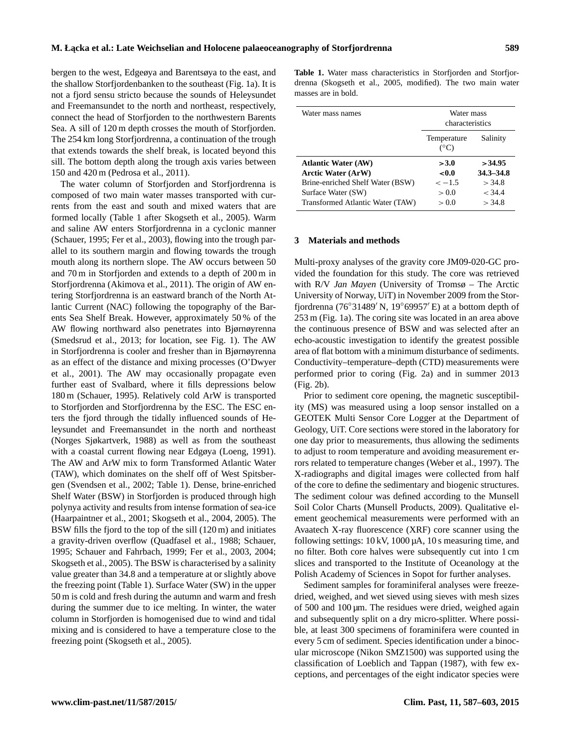bergen to the west, Edgeøya and Barentsøya to the east, and the shallow Storfjordenbanken to the southeast (Fig. 1a). It is not a fjord sensu stricto because the sounds of Heleysundet and Freemansundet to the north and northeast, respectively, connect the head of Storfjorden to the northwestern Barents Sea. A sill of 120 m depth crosses the mouth of Storfjorden. The 254 km long Storfjordrenna, a continuation of the trough that extends towards the shelf break, is located beyond this sill. The bottom depth along the trough axis varies between 150 and 420 m (Pedrosa et al., 2011).

The water column of Storfjorden and Storfjordrenna is composed of two main water masses transported with currents from the east and south and mixed waters that are formed locally (Table 1 after Skogseth et al., 2005). Warm and saline AW enters Storfjordrenna in a cyclonic manner (Schauer, 1995; Fer et al., 2003), flowing into the trough parallel to its southern margin and flowing towards the trough mouth along its northern slope. The AW occurs between 50 and 70 m in Storfjorden and extends to a depth of 200 m in Storfjordrenna (Akimova et al., 2011). The origin of AW entering Storfjordrenna is an eastward branch of the North Atlantic Current (NAC) following the topography of the Barents Sea Shelf Break. However, approximately 50 % of the AW flowing northward also penetrates into Bjørnøyrenna (Smedsrud et al., 2013; for location, see Fig. 1). The AW in Storfjordrenna is cooler and fresher than in Bjørnøyrenna as an effect of the distance and mixing processes (O'Dwyer et al., 2001). The AW may occasionally propagate even further east of Svalbard, where it fills depressions below 180 m (Schauer, 1995). Relatively cold ArW is transported to Storfjorden and Storfjordrenna by the ESC. The ESC enters the fjord through the tidally influenced sounds of Heleysundet and Freemansundet in the north and northeast (Norges Sjøkartverk, 1988) as well as from the southeast with a coastal current flowing near Edgøya (Loeng, 1991). The AW and ArW mix to form Transformed Atlantic Water (TAW), which dominates on the shelf off of West Spitsbergen (Svendsen et al., 2002; Table 1). Dense, brine-enriched Shelf Water (BSW) in Storfjorden is produced through high polynya activity and results from intense formation of sea-ice (Haarpaintner et al., 2001; Skogseth et al., 2004, 2005). The BSW fills the fjord to the top of the sill (120 m) and initiates a gravity-driven overflow (Quadfasel et al., 1988; Schauer, 1995; Schauer and Fahrbach, 1999; Fer et al., 2003, 2004; Skogseth et al., 2005). The BSW is characterised by a salinity value greater than 34.8 and a temperature at or slightly above the freezing point (Table 1). Surface Water (SW) in the upper 50 m is cold and fresh during the autumn and warm and fresh during the summer due to ice melting. In winter, the water column in Storfjorden is homogenised due to wind and tidal mixing and is considered to have a temperature close to the freezing point (Skogseth et al., 2005).

**Table 1.** Water mass characteristics in Storfjorden and Storfjordrenna (Skogseth et al., 2005, modified). The two main water masses are in bold.

| Water mass names | Water mass characteristics | |
|---|---|---|
| | Temperature (°C) | Salinity |
| **Atlantic Water (AW)** | **> 3.0** | **> 34.95** |
| **Arctic Water (ArW)** | **< 0.0** | **34.3–34.8** |
| Brine-enriched Shelf Water (BSW) | < −1.5 | > 34.8 |
| Surface Water (SW) | > 0.0 | < 34.4 |
| Transformed Atlantic Water (TAW) | > 0.0 | > 34.8 |

## 3 Materials and methods

Multi-proxy analyses of the gravity core JM09-020-GC provided the foundation for this study. The core was retrieved with R/V *Jan Mayen* (University of Tromsø – The Arctic University of Norway, UiT) in November 2009 from the Storfjordrenna (76°31489′ N, 19°69957′ E) at a bottom depth of 253 m (Fig. 1a). The coring site was located in an area above the continuous presence of BSW and was selected after an echo-acoustic investigation to identify the greatest possible area of flat bottom with a minimum disturbance of sediments. Conductivity–temperature–depth (CTD) measurements were performed prior to coring (Fig. 2a) and in summer 2013 (Fig. 2b).

Prior to sediment core opening, the magnetic susceptibility (MS) was measured using a loop sensor installed on a GEOTEK Multi Sensor Core Logger at the Department of Geology, UiT. Core sections were stored in the laboratory for one day prior to measurements, thus allowing the sediments to adjust to room temperature and avoiding measurement errors related to temperature changes (Weber et al., 1997). The X-radiographs and digital images were collected from half of the core to define the sedimentary and biogenic structures. The sediment colour was defined according to the Munsell Soil Color Charts (Munsell Products, 2009). Qualitative element geochemical measurements were performed with an Avaatech X-ray fluorescence (XRF) core scanner using the following settings: 10 kV, 1000 µA, 10 s measuring time, and no filter. Both core halves were subsequently cut into 1 cm slices and transported to the Institute of Oceanology at the Polish Academy of Sciences in Sopot for further analyses.

Sediment samples for foraminiferal analyses were freeze-dried, weighed, and wet sieved using sieves with mesh sizes of 500 and 100 µm. The residues were dried, weighed again and subsequently split on a dry micro-splitter. Where possible, at least 300 specimens of foraminifera were counted in every 5 cm of sediment. Species identification under a binocular microscope (Nikon SMZ1500) was supported using the classification of Loeblich and Tappan (1987), with few exceptions, and percentages of the eight indicator species were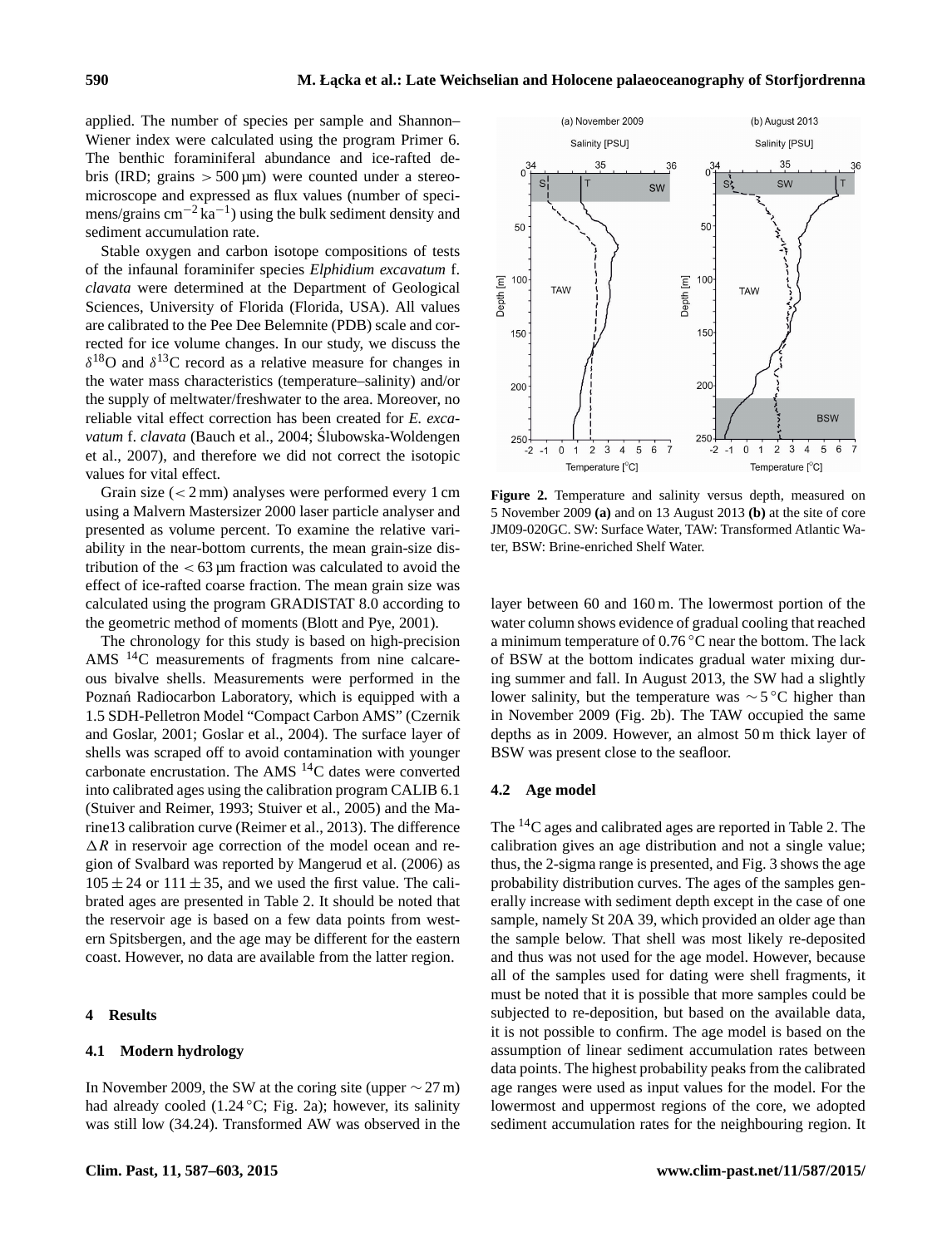applied. The number of species per sample and Shannon–Wiener index were calculated using the program Primer 6. The benthic foraminiferal abundance and ice-rafted debris (IRD; grains $> 500$ µm) were counted under a stereomicroscope and expressed as flux values (number of specimens/grains $cm^{-2}\,ka^{-1}$) using the bulk sediment density and sediment accumulation rate.

Stable oxygen and carbon isotope compositions of tests of the infaunal foraminifer species *Elphidium excavatum* f. *clavata* were determined at the Department of Geological Sciences, University of Florida (Florida, USA). All values are calibrated to the Pee Dee Belemnite (PDB) scale and corrected for ice volume changes. In our study, we discuss the $\delta^{18}O$ and $\delta^{13}C$ record as a relative measure for changes in the water mass characteristics (temperature–salinity) and/or the supply of meltwater/freshwater to the area. Moreover, no reliable vital effect correction has been created for *E. excavatum* f. *clavata* (Bauch et al., 2004; Ślubowska-Woldengen et al., 2007), and therefore we did not correct the isotopic values for vital effect.

Grain size ($< 2$ mm) analyses were performed every 1 cm using a Malvern Mastersizer 2000 laser particle analyser and presented as volume percent. To examine the relative variability in the near-bottom currents, the mean grain-size distribution of the $< 63$ µm fraction was calculated to avoid the effect of ice-rafted coarse fraction. The mean grain size was calculated using the program GRADISTAT 8.0 according to the geometric method of moments (Blott and Pye, 2001).

The chronology for this study is based on high-precision AMS $^{14}C$ measurements of fragments from nine calcareous bivalve shells. Measurements were performed in the Poznań Radiocarbon Laboratory, which is equipped with a 1.5 SDH-Pelletron Model "Compact Carbon AMS" (Czernik and Goslar, 2001; Goslar et al., 2004). The surface layer of shells was scraped off to avoid contamination with younger carbonate encrustation. The AMS $^{14}C$ dates were converted into calibrated ages using the calibration program CALIB 6.1 (Stuiver and Reimer, 1993; Stuiver et al., 2005) and the Marine13 calibration curve (Reimer et al., 2013). The difference $\Delta R$ in reservoir age correction of the model ocean and region of Svalbard was reported by Mangerud et al. (2006) as $105 \pm 24$ or $111 \pm 35$, and we used the first value. The calibrated ages are presented in Table 2. It should be noted that the reservoir age is based on a few data points from western Spitsbergen, and the age may be different for the eastern coast. However, no data are available from the latter region.

## 4 Results

### 4.1 Modern hydrology

In November 2009, the SW at the coring site (upper $\sim 27$ m) had already cooled (1.24 °C; Fig. 2a); however, its salinity was still low (34.24). Transformed AW was observed in the layer between 60 and 160 m. The lowermost portion of the water column shows evidence of gradual cooling that reached a minimum temperature of 0.76 °C near the bottom. The lack of BSW at the bottom indicates gradual water mixing during summer and fall. In August 2013, the SW had a slightly lower salinity, but the temperature was $\sim 5$ °C higher than in November 2009 (Fig. 2b). The TAW occupied the same depths as in 2009. However, an almost 50 m thick layer of BSW was present close to the seafloor.

**Figure 2.** Temperature and salinity versus depth, measured on 5 November 2009 **(a)** and on 13 August 2013 **(b)** at the site of core JM09-020GC. SW: Surface Water, TAW: Transformed Atlantic Water, BSW: Brine-enriched Shelf Water.

### 4.2 Age model

The $^{14}C$ ages and calibrated ages are reported in Table 2. The calibration gives an age distribution and not a single value; thus, the 2-sigma range is presented, and Fig. 3 shows the age probability distribution curves. The ages of the samples generally increase with sediment depth except in the case of one sample, namely St 20A 39, which provided an older age than the sample below. That shell was most likely re-deposited and thus was not used for the age model. However, because all of the samples used for dating were shell fragments, it must be noted that it is possible that more samples could be subjected to re-deposition, but based on the available data, it is not possible to confirm. The age model is based on the assumption of linear sediment accumulation rates between data points. The highest probability peaks from the calibrated age ranges were used as input values for the model. For the lowermost and uppermost regions of the core, we adopted sediment accumulation rates for the neighbouring region. It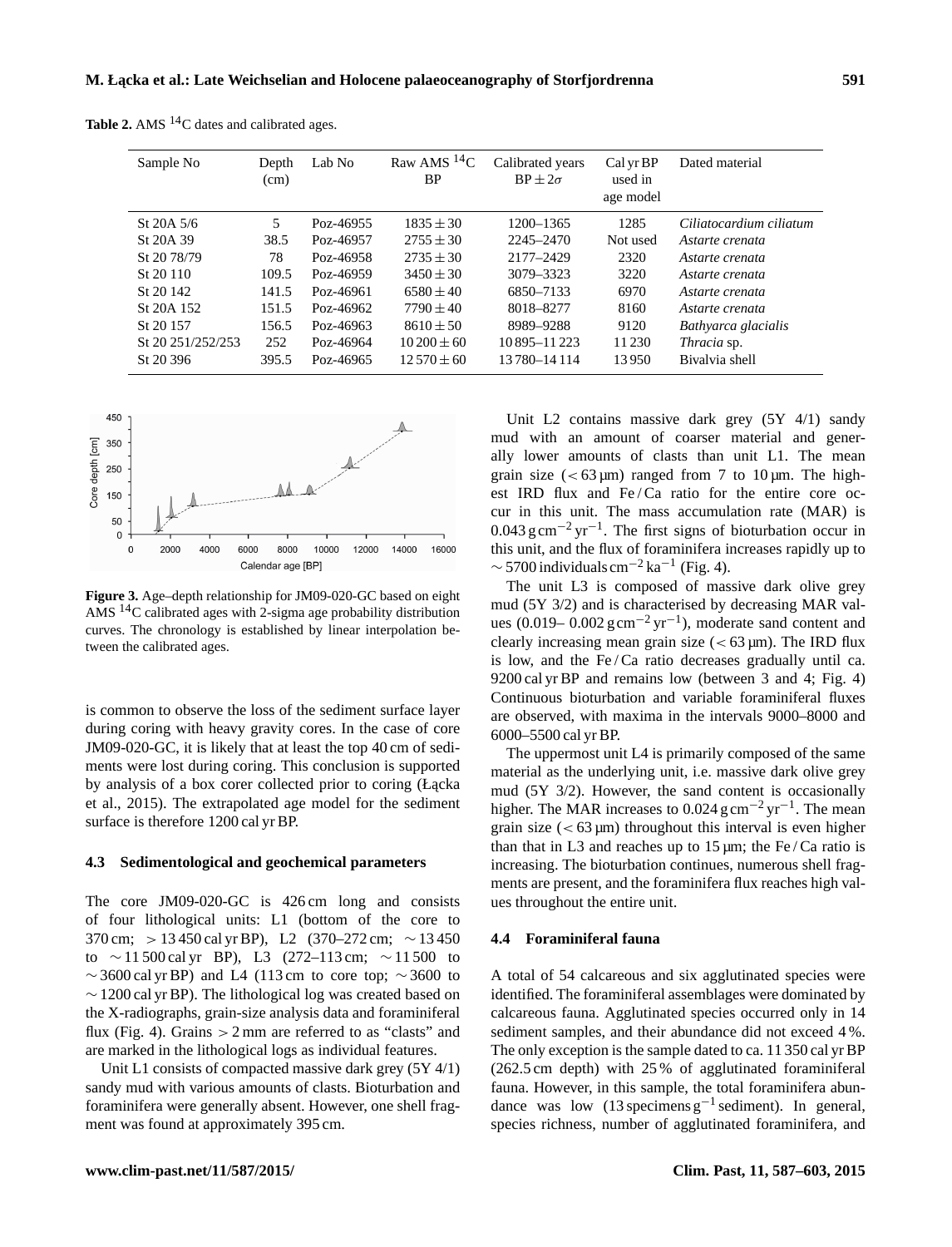**Table 2.** AMS $^{14}$C dates and calibrated ages.

| Sample No | Depth (cm) | Lab No | Raw AMS $^{14}$C BP | Calibrated years BP $\pm 2\sigma$ | Cal yr BP used in age model | Dated material |
|---|---|---|---|---|---|---|
| St 20A 5/6 | 5 | Poz-46955 | $1835 \pm 30$ | 1200–1365 | 1285 | *Ciliatocardium ciliatum* |
| St 20A 39 | 38.5 | Poz-46957 | $2755 \pm 30$ | 2245–2470 | Not used | *Astarte crenata* |
| St 20 78/79 | 78 | Poz-46958 | $2735 \pm 30$ | 2177–2429 | 2320 | *Astarte crenata* |
| St 20 110 | 109.5 | Poz-46959 | $3450 \pm 30$ | 3079–3323 | 3220 | *Astarte crenata* |
| St 20 142 | 141.5 | Poz-46961 | $6580 \pm 40$ | 6850–7133 | 6970 | *Astarte crenata* |
| St 20A 152 | 151.5 | Poz-46962 | $7790 \pm 40$ | 8018–8277 | 8160 | *Astarte crenata* |
| St 20 157 | 156.5 | Poz-46963 | $8610 \pm 50$ | 8989–9288 | 9120 | *Bathyarca glacialis* |
| St 20 251/252/253 | 252 | Poz-46964 | $10\,200 \pm 60$ | 10 895–11 223 | 11 230 | *Thracia* sp. |
| St 20 396 | 395.5 | Poz-46965 | $12\,570 \pm 60$ | 13 780–14 114 | 13 950 | Bivalvia shell |

**Figure 3.** Age–depth relationship for JM09-020-GC based on eight AMS $^{14}$C calibrated ages with 2-sigma age probability distribution curves. The chronology is established by linear interpolation between the calibrated ages.

is common to observe the loss of the sediment surface layer during coring with heavy gravity cores. In the case of core JM09-020-GC, it is likely that at least the top 40 cm of sediments were lost during coring. This conclusion is supported by analysis of a box corer collected prior to coring (Łącka et al., 2015). The extrapolated age model for the sediment surface is therefore 1200 cal yr BP.

### 4.3 Sedimentological and geochemical parameters

The core JM09-020-GC is 426 cm long and consists of four lithological units: L1 (bottom of the core to 370 cm; $> 13\,450$ cal yr BP), L2 (370–272 cm; $\sim 13\,450$ to $\sim 11\,500$ cal yr BP), L3 (272–113 cm; $\sim 11\,500$ to $\sim 3600$ cal yr BP) and L4 (113 cm to core top; $\sim 3600$ to $\sim 1200$ cal yr BP). The lithological log was created based on the X-radiographs, grain-size analysis data and foraminiferal flux (Fig. 4). Grains $> 2$ mm are referred to as "clasts" and are marked in the lithological logs as individual features.

Unit L1 consists of compacted massive dark grey (5Y 4/1) sandy mud with various amounts of clasts. Bioturbation and foraminifera were generally absent. However, one shell fragment was found at approximately 395 cm.

Unit L2 contains massive dark grey (5Y 4/1) sandy mud with an amount of coarser material and generally lower amounts of clasts than unit L1. The mean grain size ($< 63\,\mu$m) ranged from 7 to 10 µm. The highest IRD flux and Fe / Ca ratio for the entire core occur in this unit. The mass accumulation rate (MAR) is $0.043\,\mathrm{g\,cm^{-2}\,yr^{-1}}$. The first signs of bioturbation occur in this unit, and the flux of foraminifera increases rapidly up to $\sim 5700$ individuals $\mathrm{cm^{-2}\,ka^{-1}}$ (Fig. 4).

The unit L3 is composed of massive dark olive grey mud (5Y 3/2) and is characterised by decreasing MAR values (0.019– $0.002\,\mathrm{g\,cm^{-2}\,yr^{-1}}$), moderate sand content and clearly increasing mean grain size ($< 63\,\mu$m). The IRD flux is low, and the Fe / Ca ratio decreases gradually until ca. 9200 cal yr BP and remains low (between 3 and 4; Fig. 4) Continuous bioturbation and variable foraminiferal fluxes are observed, with maxima in the intervals 9000–8000 and 6000–5500 cal yr BP.

The uppermost unit L4 is primarily composed of the same material as the underlying unit, i.e. massive dark olive grey mud (5Y 3/2). However, the sand content is occasionally higher. The MAR increases to $0.024\,\mathrm{g\,cm^{-2}\,yr^{-1}}$. The mean grain size ($< 63\,\mu$m) throughout this interval is even higher than that in L3 and reaches up to 15 µm; the Fe / Ca ratio is increasing. The bioturbation continues, numerous shell fragments are present, and the foraminifera flux reaches high values throughout the entire unit.

### 4.4 Foraminiferal fauna

A total of 54 calcareous and six agglutinated species were identified. The foraminiferal assemblages were dominated by calcareous fauna. Agglutinated species occurred only in 14 sediment samples, and their abundance did not exceed 4 %. The only exception is the sample dated to ca. 11 350 cal yr BP (262.5 cm depth) with 25 % of agglutinated foraminiferal fauna. However, in this sample, the total foraminifera abundance was low (13 specimens $\mathrm{g^{-1}}$ sediment). In general, species richness, number of agglutinated foraminifera, and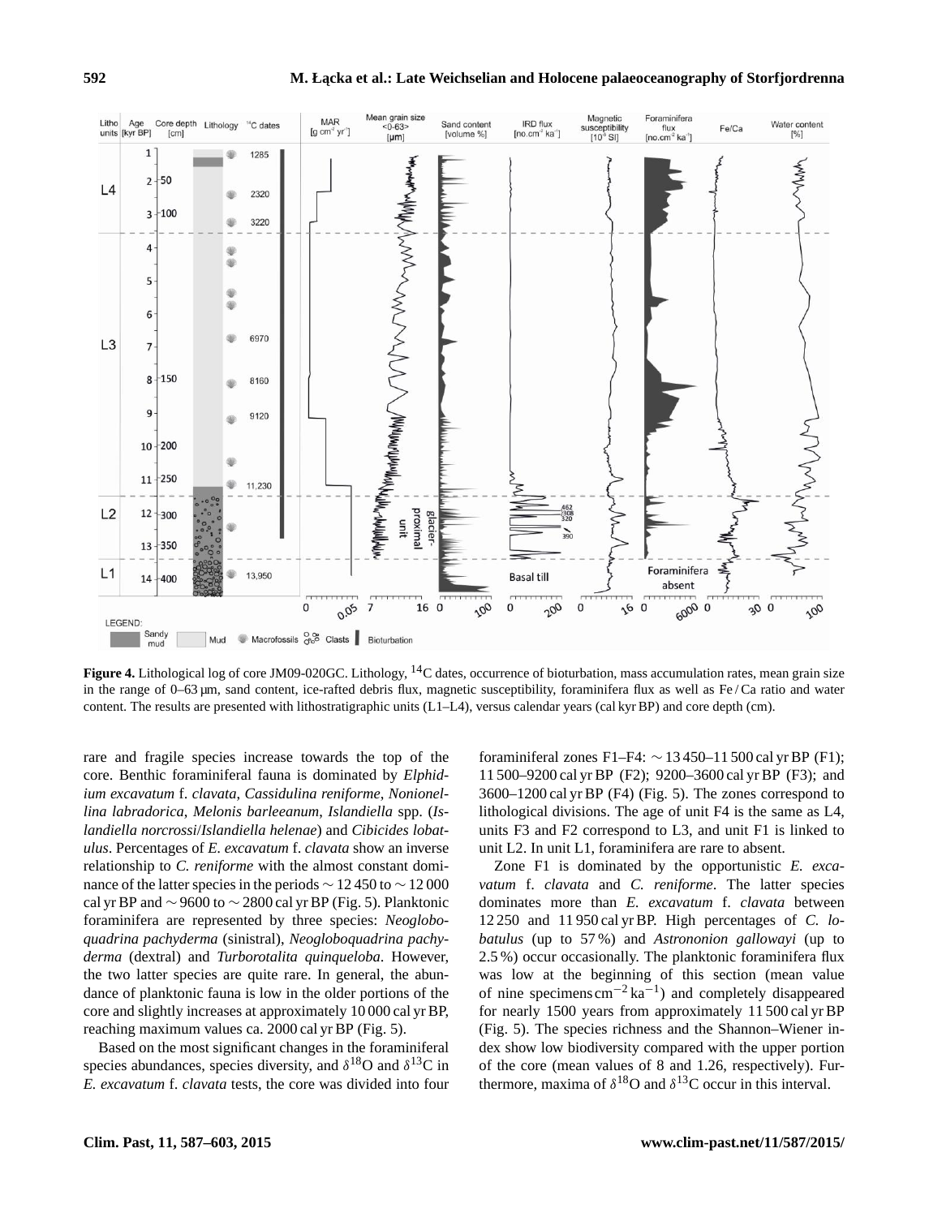**Figure 4.** Lithological log of core JM09-020GC. Lithology, $^{14}$C dates, occurrence of bioturbation, mass accumulation rates, mean grain size in the range of 0–63 µm, sand content, ice-rafted debris flux, magnetic susceptibility, foraminifera flux as well as Fe / Ca ratio and water content. The results are presented with lithostratigraphic units (L1–L4), versus calendar years (cal kyr BP) and core depth (cm).

rare and fragile species increase towards the top of the core. Benthic foraminiferal fauna is dominated by *Elphidium excavatum* f. *clavata*, *Cassidulina reniforme*, *Nonionellina labradorica*, *Melonis barleeanum*, *Islandiella* spp. (*Islandiella norcrossi*/*Islandiella helenae*) and *Cibicides lobatulus*. Percentages of *E. excavatum* f. *clavata* show an inverse relationship to *C. reniforme* with the almost constant dominance of the latter species in the periods ∼ 12 450 to ∼ 12 000 cal yr BP and ∼ 9600 to ∼ 2800 cal yr BP (Fig. 5). Planktonic foraminifera are represented by three species: *Neogloboquadrina pachyderma* (sinistral), *Neogloboquadrina pachyderma* (dextral) and *Turborotalita quinqueloba*. However, the two latter species are quite rare. In general, the abundance of planktonic fauna is low in the older portions of the core and slightly increases at approximately 10 000 cal yr BP, reaching maximum values ca. 2000 cal yr BP (Fig. 5).

Based on the most significant changes in the foraminiferal species abundances, species diversity, and $\delta^{18}$O and $\delta^{13}$C in *E. excavatum* f. *clavata* tests, the core was divided into four foraminiferal zones F1–F4: ∼ 13 450–11 500 cal yr BP (F1); 11 500–9200 cal yr BP (F2); 9200–3600 cal yr BP (F3); and 3600–1200 cal yr BP (F4) (Fig. 5). The zones correspond to lithological divisions. The age of unit F4 is the same as L4, units F3 and F2 correspond to L3, and unit F1 is linked to unit L2. In unit L1, foraminifera are rare to absent.

Zone F1 is dominated by the opportunistic *E. excavatum* f. *clavata* and *C. reniforme*. The latter species dominates more than *E. excavatum* f. *clavata* between 12 250 and 11 950 cal yr BP. High percentages of *C. lobatulus* (up to 57 %) and *Astrononion gallowayi* (up to 2.5 %) occur occasionally. The planktonic foraminifera flux was low at the beginning of this section (mean value of nine specimens cm$^{-2}$ ka$^{-1}$) and completely disappeared for nearly 1500 years from approximately 11 500 cal yr BP (Fig. 5). The species richness and the Shannon–Wiener index show low biodiversity compared with the upper portion of the core (mean values of 8 and 1.26, respectively). Furthermore, maxima of $\delta^{18}$O and $\delta^{13}$C occur in this interval.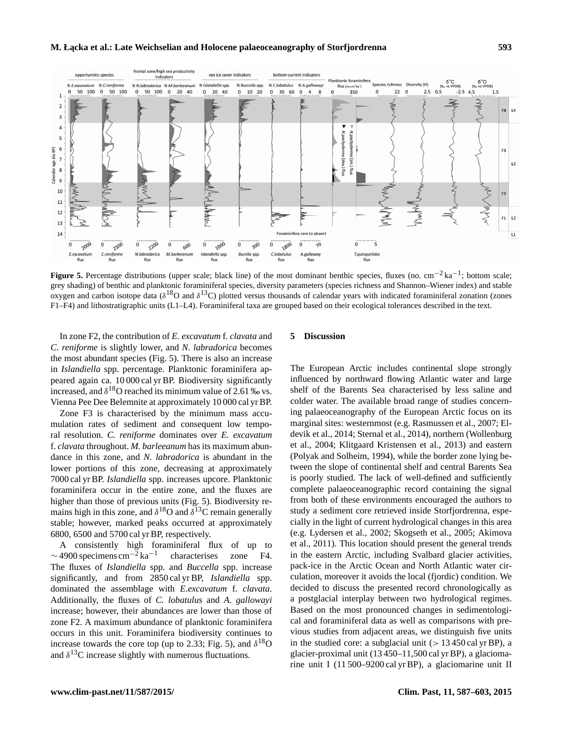**Figure 5.** Percentage distributions (upper scale; black line) of the most dominant benthic species, fluxes (no. $cm^{-2}\,ka^{-1}$; bottom scale; grey shading) of benthic and planktonic foraminiferal species, diversity parameters (species richness and Shannon–Wiener index) and stable oxygen and carbon isotope data ($\delta^{18}O$ and $\delta^{13}C$) plotted versus thousands of calendar years with indicated foraminiferal zonation (zones F1–F4) and lithostratigraphic units (L1–L4). Foraminiferal taxa are grouped based on their ecological tolerances described in the text.

In zone F2, the contribution of *E. excavatum* f. *clavata* and *C. reniforme* is slightly lower, and *N. labradorica* becomes the most abundant species (Fig. 5). There is also an increase in *Islandiella* spp. percentage. Planktonic foraminifera appeared again ca. 10 000 cal yr BP. Biodiversity significantly increased, and $\delta^{18}O$ reached its minimum value of 2.61 ‰ vs. Vienna Pee Dee Belemnite at approximately 10 000 cal yr BP.

Zone F3 is characterised by the minimum mass accumulation rates of sediment and consequent low temporal resolution. *C. reniforme* dominates over *E. excavatum* f. *clavata* throughout. *M. barleeanum* has its maximum abundance in this zone, and *N. labradorica* is abundant in the lower portions of this zone, decreasing at approximately 7000 cal yr BP. *Islandiella* spp. increases upcore. Planktonic foraminifera occur in the entire zone, and the fluxes are higher than those of previous units (Fig. 5). Biodiversity remains high in this zone, and $\delta^{18}O$ and $\delta^{13}C$ remain generally stable; however, marked peaks occurred at approximately 6800, 6500 and 5700 cal yr BP, respectively.

A consistently high foraminiferal flux of up to $\sim$4900 specimens $cm^{-2}\,ka^{-1}$ characterises zone F4. The fluxes of *Islandiella* spp. and *Buccella* spp. increase significantly, and from 2850 cal yr BP, *Islandiella* spp. dominated the assemblage with *E.excavatum* f. *clavata*. Additionally, the fluxes of *C. lobatulus* and *A. gallowayi* increase; however, their abundances are lower than those of zone F2. A maximum abundance of planktonic foraminifera occurs in this unit. Foraminifera biodiversity continues to increase towards the core top (up to 2.33; Fig. 5), and $\delta^{18}O$ and $\delta^{13}C$ increase slightly with numerous fluctuations.

## 5 Discussion

The European Arctic includes continental slope strongly influenced by northward flowing Atlantic water and large shelf of the Barents Sea characterised by less saline and colder water. The available broad range of studies concerning palaeoceanography of the European Arctic focus on its marginal sites: westernmost (e.g. Rasmussen et al., 2007; Eldevik et al., 2014; Sternal et al., 2014), northern (Wollenburg et al., 2004; Klitgaard Kristensen et al., 2013) and eastern (Polyak and Solheim, 1994), while the border zone lying between the slope of continental shelf and central Barents Sea is poorly studied. The lack of well-defined and sufficiently complete palaeoceanographic record containing the signal from both of these environments encouraged the authors to study a sediment core retrieved inside Storfjordrenna, especially in the light of current hydrological changes in this area (e.g. Lydersen et al., 2002; Skogseth et al., 2005; Akimova et al., 2011). This location should present the general trends in the eastern Arctic, including Svalbard glacier activities, pack-ice in the Arctic Ocean and North Atlantic water circulation, moreover it avoids the local (fjordic) condition. We decided to discuss the presented record chronologically as a postglacial interplay between two hydrological regimes. Based on the most pronounced changes in sedimentological and foraminiferal data as well as comparisons with previous studies from adjacent areas, we distinguish five units in the studied core: a subglacial unit ($>$ 13 450 cal yr BP), a glacier-proximal unit (13 450–11,500 cal yr BP), a glaciomarine unit I (11 500–9200 cal yr BP), a glaciomarine unit II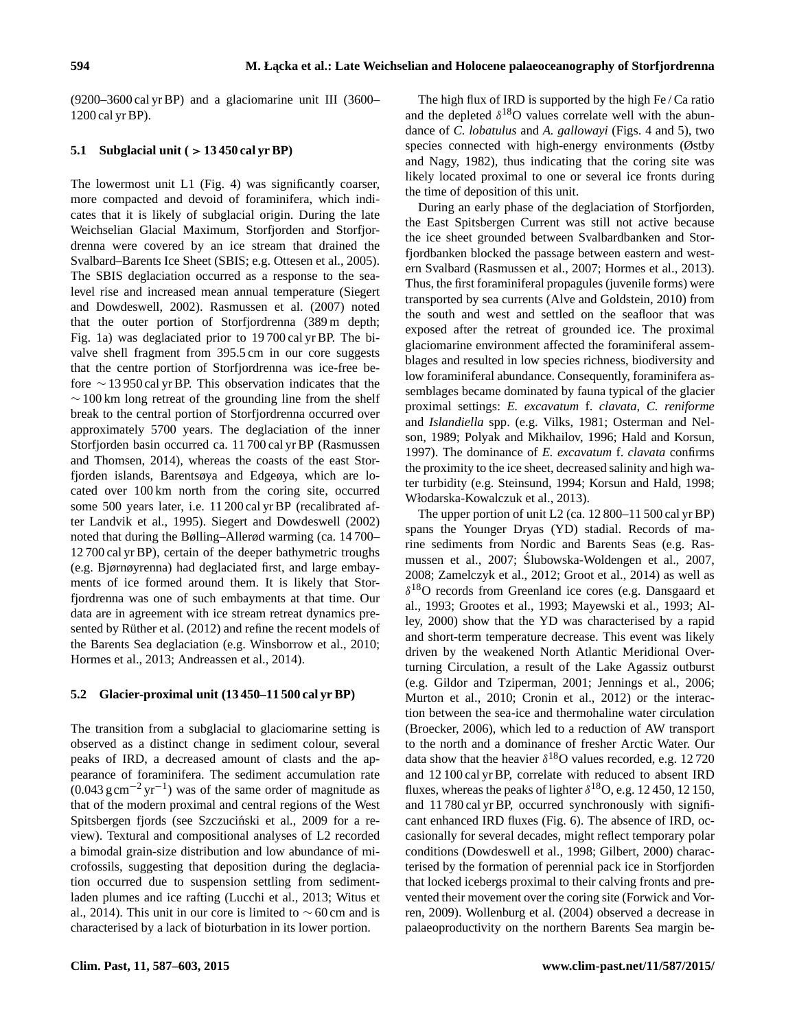(9200–3600 cal yr BP) and a glaciomarine unit III (3600–1200 cal yr BP).

### 5.1 Subglacial unit ( > 13 450 cal yr BP)

The lowermost unit L1 (Fig. 4) was significantly coarser, more compacted and devoid of foraminifera, which indicates that it is likely of subglacial origin. During the late Weichselian Glacial Maximum, Storfjorden and Storfjordrenna were covered by an ice stream that drained the Svalbard–Barents Ice Sheet (SBIS; e.g. Ottesen et al., 2005). The SBIS deglaciation occurred as a response to the sea-level rise and increased mean annual temperature (Siegert and Dowdeswell, 2002). Rasmussen et al. (2007) noted that the outer portion of Storfjordrenna (389 m depth; Fig. 1a) was deglaciated prior to 19 700 cal yr BP. The bivalve shell fragment from 395.5 cm in our core suggests that the centre portion of Storfjordrenna was ice-free before $\sim$ 13 950 cal yr BP. This observation indicates that the $\sim$ 100 km long retreat of the grounding line from the shelf break to the central portion of Storfjordrenna occurred over approximately 5700 years. The deglaciation of the inner Storfjorden basin occurred ca. 11 700 cal yr BP (Rasmussen and Thomsen, 2014), whereas the coasts of the east Storfjorden islands, Barentsøya and Edgeøya, which are located over 100 km north from the coring site, occurred some 500 years later, i.e. 11 200 cal yr BP (recalibrated after Landvik et al., 1995). Siegert and Dowdeswell (2002) noted that during the Bølling–Allerød warming (ca. 14 700–12 700 cal yr BP), certain of the deeper bathymetric troughs (e.g. Bjørnøyrenna) had deglaciated first, and large embayments of ice formed around them. It is likely that Storfjordrenna was one of such embayments at that time. Our data are in agreement with ice stream retreat dynamics presented by Rüther et al. (2012) and refine the recent models of the Barents Sea deglaciation (e.g. Winsborrow et al., 2010; Hormes et al., 2013; Andreassen et al., 2014).

### 5.2 Glacier-proximal unit (13 450–11 500 cal yr BP)

The transition from a subglacial to glaciomarine setting is observed as a distinct change in sediment colour, several peaks of IRD, a decreased amount of clasts and the appearance of foraminifera. The sediment accumulation rate ($0.043\,\mathrm{g\,cm^{-2}\,yr^{-1}}$) was of the same order of magnitude as that of the modern proximal and central regions of the West Spitsbergen fjords (see Szczuciński et al., 2009 for a review). Textural and compositional analyses of L2 recorded a bimodal grain-size distribution and low abundance of microfossils, suggesting that deposition during the deglaciation occurred due to suspension settling from sediment-laden plumes and ice rafting (Lucchi et al., 2013; Witus et al., 2014). This unit in our core is limited to $\sim$ 60 cm and is characterised by a lack of bioturbation in its lower portion.

The high flux of IRD is supported by the high Fe / Ca ratio and the depleted $\delta^{18}$O values correlate well with the abundance of *C. lobatulus* and *A. gallowayi* (Figs. 4 and 5), two species connected with high-energy environments (Østby and Nagy, 1982), thus indicating that the coring site was likely located proximal to one or several ice fronts during the time of deposition of this unit.

During an early phase of the deglaciation of Storfjorden, the East Spitsbergen Current was still not active because the ice sheet grounded between Svalbardbanken and Storfjordbanken blocked the passage between eastern and western Svalbard (Rasmussen et al., 2007; Hormes et al., 2013). Thus, the first foraminiferal propagules (juvenile forms) were transported by sea currents (Alve and Goldstein, 2010) from the south and west and settled on the seafloor that was exposed after the retreat of grounded ice. The proximal glaciomarine environment affected the foraminiferal assemblages and resulted in low species richness, biodiversity and low foraminiferal abundance. Consequently, foraminifera assemblages became dominated by fauna typical of the glacier proximal settings: *E. excavatum* f. *clavata*, *C. reniforme* and *Islandiella* spp. (e.g. Vilks, 1981; Osterman and Nelson, 1989; Polyak and Mikhailov, 1996; Hald and Korsun, 1997). The dominance of *E. excavatum* f. *clavata* confirms the proximity to the ice sheet, decreased salinity and high water turbidity (e.g. Steinsund, 1994; Korsun and Hald, 1998; Włodarska-Kowalczuk et al., 2013).

The upper portion of unit L2 (ca. 12 800–11 500 cal yr BP) spans the Younger Dryas (YD) stadial. Records of marine sediments from Nordic and Barents Seas (e.g. Rasmussen et al., 2007; Ślubowska-Woldengen et al., 2007, 2008; Zamelczyk et al., 2012; Groot et al., 2014) as well as $\delta^{18}$O records from Greenland ice cores (e.g. Dansgaard et al., 1993; Grootes et al., 1993; Mayewski et al., 1993; Alley, 2000) show that the YD was characterised by a rapid and short-term temperature decrease. This event was likely driven by the weakened North Atlantic Meridional Overturning Circulation, a result of the Lake Agassiz outburst (e.g. Gildor and Tziperman, 2001; Jennings et al., 2006; Murton et al., 2010; Cronin et al., 2012) or the interaction between the sea-ice and thermohaline water circulation (Broecker, 2006), which led to a reduction of AW transport to the north and a dominance of fresher Arctic Water. Our data show that the heavier $\delta^{18}$O values recorded, e.g. 12 720 and 12 100 cal yr BP, correlate with reduced to absent IRD fluxes, whereas the peaks of lighter $\delta^{18}$O, e.g. 12 450, 12 150, and 11 780 cal yr BP, occurred synchronously with significant enhanced IRD fluxes (Fig. 6). The absence of IRD, occasionally for several decades, might reflect temporary polar conditions (Dowdeswell et al., 1998; Gilbert, 2000) characterised by the formation of perennial pack ice in Storfjorden that locked icebergs proximal to their calving fronts and prevented their movement over the coring site (Forwick and Vorren, 2009). Wollenburg et al. (2004) observed a decrease in palaeoproductivity on the northern Barents Sea margin be-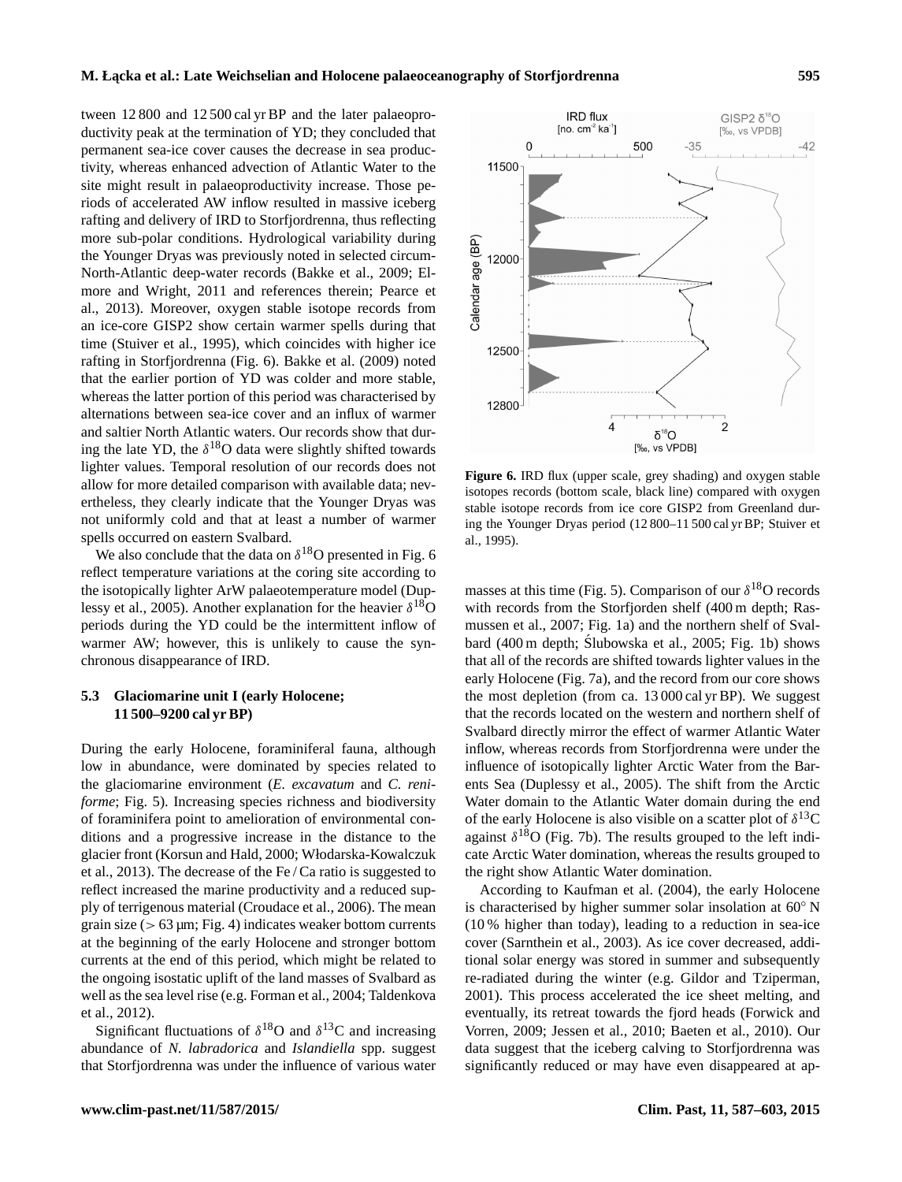tween 12 800 and 12 500 cal yr BP and the later palaeoproductivity peak at the termination of YD; they concluded that permanent sea-ice cover causes the decrease in sea productivity, whereas enhanced advection of Atlantic Water to the site might result in palaeoproductivity increase. Those periods of accelerated AW inflow resulted in massive iceberg rafting and delivery of IRD to Storfjordrenna, thus reflecting more sub-polar conditions. Hydrological variability during the Younger Dryas was previously noted in selected circum-North-Atlantic deep-water records (Bakke et al., 2009; Elmore and Wright, 2011 and references therein; Pearce et al., 2013). Moreover, oxygen stable isotope records from an ice-core GISP2 show certain warmer spells during that time (Stuiver et al., 1995), which coincides with higher ice rafting in Storfjordrenna (Fig. 6). Bakke et al. (2009) noted that the earlier portion of YD was colder and more stable, whereas the latter portion of this period was characterised by alternations between sea-ice cover and an influx of warmer and saltier North Atlantic waters. Our records show that during the late YD, the $\delta^{18}$O data were slightly shifted towards lighter values. Temporal resolution of our records does not allow for more detailed comparison with available data; nevertheless, they clearly indicate that the Younger Dryas was not uniformly cold and that at least a number of warmer spells occurred on eastern Svalbard.

We also conclude that the data on $\delta^{18}$O presented in Fig. 6 reflect temperature variations at the coring site according to the isotopically lighter ArW palaeotemperature model (Duplessy et al., 2005). Another explanation for the heavier $\delta^{18}$O periods during the YD could be the intermittent inflow of warmer AW; however, this is unlikely to cause the synchronous disappearance of IRD.

Figure 6. IRD flux (upper scale, grey shading) and oxygen stable isotopes records (bottom scale, black line) compared with oxygen stable isotope records from ice core GISP2 from Greenland during the Younger Dryas period (12 800–11 500 cal yr BP; Stuiver et al., 1995).

### 5.3 Glaciomarine unit I (early Holocene; 11 500–9200 cal yr BP)

During the early Holocene, foraminiferal fauna, although low in abundance, were dominated by species related to the glaciomarine environment (*E. excavatum* and *C. reniforme*; Fig. 5). Increasing species richness and biodiversity of foraminifera point to amelioration of environmental conditions and a progressive increase in the distance to the glacier front (Korsun and Hald, 2000; Włodarska-Kowalczuk et al., 2013). The decrease of the Fe / Ca ratio is suggested to reflect increased the marine productivity and a reduced supply of terrigenous material (Croudace et al., 2006). The mean grain size (> 63 µm; Fig. 4) indicates weaker bottom currents at the beginning of the early Holocene and stronger bottom currents at the end of this period, which might be related to the ongoing isostatic uplift of the land masses of Svalbard as well as the sea level rise (e.g. Forman et al., 2004; Taldenkova et al., 2012).

Significant fluctuations of $\delta^{18}$O and $\delta^{13}$C and increasing abundance of *N. labradorica* and *Islandiella* spp. suggest that Storfjordrenna was under the influence of various water masses at this time (Fig. 5). Comparison of our $\delta^{18}$O records with records from the Storfjorden shelf (400 m depth; Rasmussen et al., 2007; Fig. 1a) and the northern shelf of Svalbard (400 m depth; Ślubowska et al., 2005; Fig. 1b) shows that all of the records are shifted towards lighter values in the early Holocene (Fig. 7a), and the record from our core shows the most depletion (from ca. 13 000 cal yr BP). We suggest that the records located on the western and northern shelf of Svalbard directly mirror the effect of warmer Atlantic Water inflow, whereas records from Storfjordrenna were under the influence of isotopically lighter Arctic Water from the Barents Sea (Duplessy et al., 2005). The shift from the Arctic Water domain to the Atlantic Water domain during the end of the early Holocene is also visible on a scatter plot of $\delta^{13}$C against $\delta^{18}$O (Fig. 7b). The results grouped to the left indicate Arctic Water domination, whereas the results grouped to the right show Atlantic Water domination.

According to Kaufman et al. (2004), the early Holocene is characterised by higher summer solar insolation at 60° N (10 % higher than today), leading to a reduction in sea-ice cover (Sarnthein et al., 2003). As ice cover decreased, additional solar energy was stored in summer and subsequently re-radiated during the winter (e.g. Gildor and Tziperman, 2001). This process accelerated the ice sheet melting, and eventually, its retreat towards the fjord heads (Forwick and Vorren, 2009; Jessen et al., 2010; Baeten et al., 2010). Our data suggest that the iceberg calving to Storfjordrenna was significantly reduced or may have even disappeared at ap-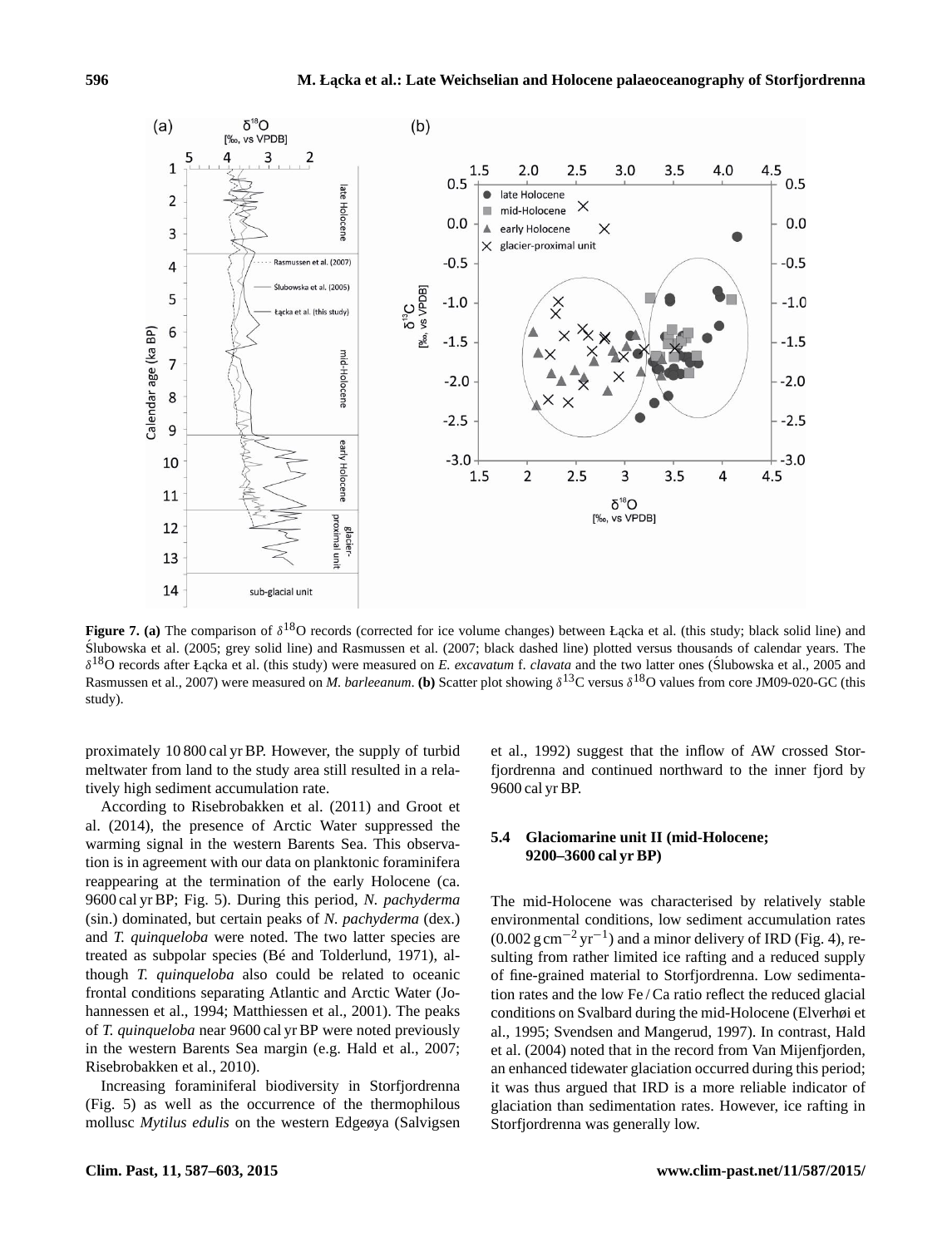**Figure 7. (a)** The comparison of $\delta^{18}$O records (corrected for ice volume changes) between Łącka et al. (this study; black solid line) and Ślubowska et al. (2005; grey solid line) and Rasmussen et al. (2007; black dashed line) plotted versus thousands of calendar years. The $\delta^{18}$O records after Łącka et al. (this study) were measured on *E. excavatum* f. *clavata* and the two latter ones (Ślubowska et al., 2005 and Rasmussen et al., 2007) were measured on *M. barleeanum*. **(b)** Scatter plot showing $\delta^{13}$C versus $\delta^{18}$O values from core JM09-020-GC (this study).

proximately 10 800 cal yr BP. However, the supply of turbid meltwater from land to the study area still resulted in a relatively high sediment accumulation rate.

According to Risebrobakken et al. (2011) and Groot et al. (2014), the presence of Arctic Water suppressed the warming signal in the western Barents Sea. This observation is in agreement with our data on planktonic foraminifera reappearing at the termination of the early Holocene (ca. 9600 cal yr BP; Fig. 5). During this period, *N. pachyderma* (sin.) dominated, but certain peaks of *N. pachyderma* (dex.) and *T. quinqueloba* were noted. The two latter species are treated as subpolar species (Bé and Tolderlund, 1971), although *T. quinqueloba* also could be related to oceanic frontal conditions separating Atlantic and Arctic Water (Johannessen et al., 1994; Matthiessen et al., 2001). The peaks of *T. quinqueloba* near 9600 cal yr BP were noted previously in the western Barents Sea margin (e.g. Hald et al., 2007; Risebrobakken et al., 2010).

Increasing foraminiferal biodiversity in Storfjordrenna (Fig. 5) as well as the occurrence of the thermophilous mollusc *Mytilus edulis* on the western Edgeøya (Salvigsen et al., 1992) suggest that the inflow of AW crossed Storfjordrenna and continued northward to the inner fjord by 9600 cal yr BP.

### 5.4 Glaciomarine unit II (mid-Holocene; 9200–3600 cal yr BP)

The mid-Holocene was characterised by relatively stable environmental conditions, low sediment accumulation rates ($0.002\,\mathrm{g\,cm^{-2}\,yr^{-1}}$) and a minor delivery of IRD (Fig. 4), resulting from rather limited ice rafting and a reduced supply of fine-grained material to Storfjordrenna. Low sedimentation rates and the low Fe / Ca ratio reflect the reduced glacial conditions on Svalbard during the mid-Holocene (Elverhøi et al., 1995; Svendsen and Mangerud, 1997). In contrast, Hald et al. (2004) noted that in the record from Van Mijenfjorden, an enhanced tidewater glaciation occurred during this period; it was thus argued that IRD is a more reliable indicator of glaciation than sedimentation rates. However, ice rafting in Storfjordrenna was generally low.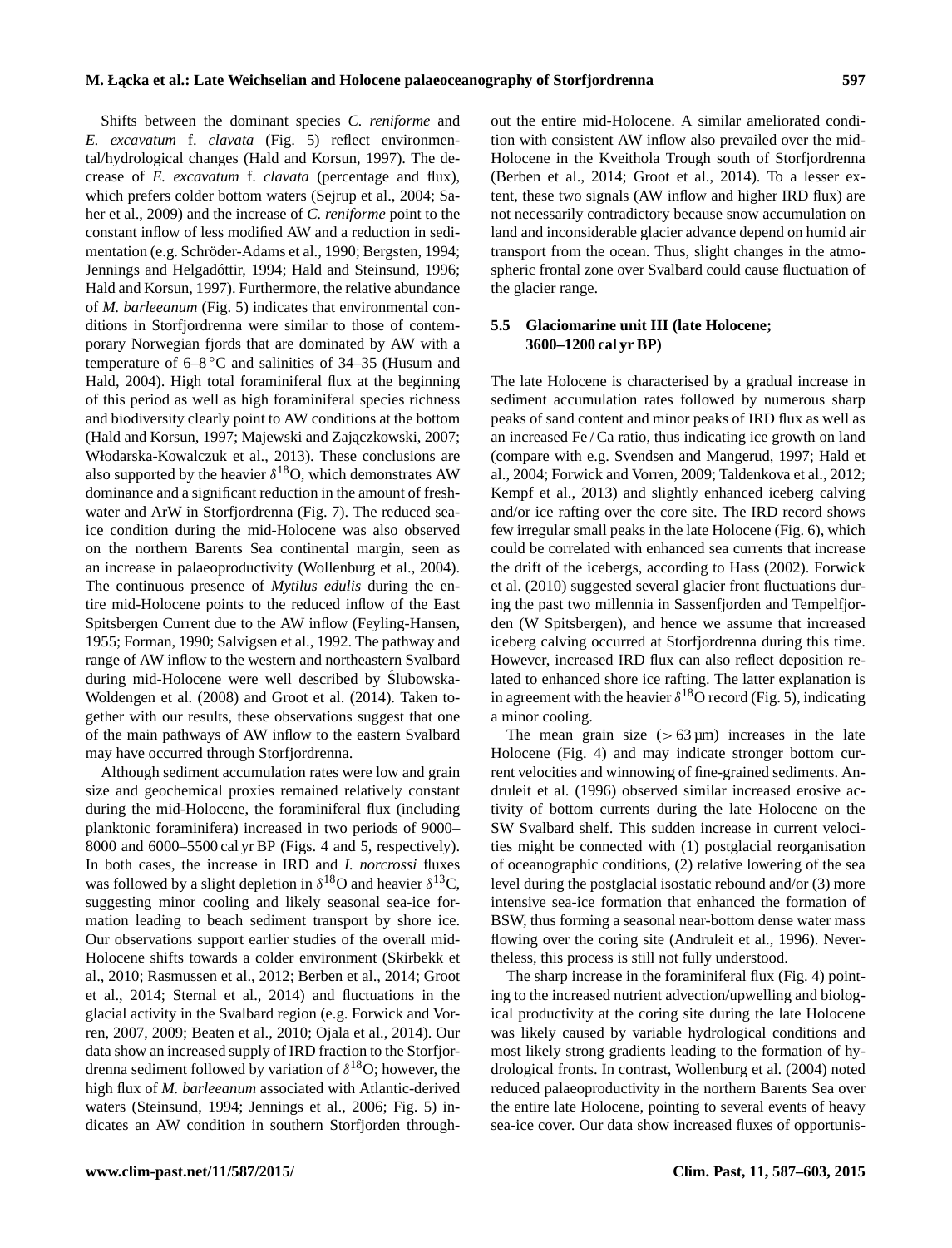Shifts between the dominant species *C. reniforme* and *E. excavatum* f. *clavata* (Fig. 5) reflect environmental/hydrological changes (Hald and Korsun, 1997). The decrease of *E. excavatum* f. *clavata* (percentage and flux), which prefers colder bottom waters (Sejrup et al., 2004; Saher et al., 2009) and the increase of *C. reniforme* point to the constant inflow of less modified AW and a reduction in sedimentation (e.g. Schröder-Adams et al., 1990; Bergsten, 1994; Jennings and Helgadóttir, 1994; Hald and Steinsund, 1996; Hald and Korsun, 1997). Furthermore, the relative abundance of *M. barleeanum* (Fig. 5) indicates that environmental conditions in Storfjordrenna were similar to those of contemporary Norwegian fjords that are dominated by AW with a temperature of 6–8 °C and salinities of 34–35 (Husum and Hald, 2004). High total foraminiferal flux at the beginning of this period as well as high foraminiferal species richness and biodiversity clearly point to AW conditions at the bottom (Hald and Korsun, 1997; Majewski and Zajączkowski, 2007; Włodarska-Kowalczuk et al., 2013). These conclusions are also supported by the heavier $\delta^{18}$O, which demonstrates AW dominance and a significant reduction in the amount of freshwater and ArW in Storfjordrenna (Fig. 7). The reduced sea-ice condition during the mid-Holocene was also observed on the northern Barents Sea continental margin, seen as an increase in palaeoproductivity (Wollenburg et al., 2004). The continuous presence of *Mytilus edulis* during the entire mid-Holocene points to the reduced inflow of the East Spitsbergen Current due to the AW inflow (Feyling-Hansen, 1955; Forman, 1990; Salvigsen et al., 1992. The pathway and range of AW inflow to the western and northeastern Svalbard during mid-Holocene were well described by Ślubowska-Woldengen et al. (2008) and Groot et al. (2014). Taken together with our results, these observations suggest that one of the main pathways of AW inflow to the eastern Svalbard may have occurred through Storfjordrenna.

Although sediment accumulation rates were low and grain size and geochemical proxies remained relatively constant during the mid-Holocene, the foraminiferal flux (including planktonic foraminifera) increased in two periods of 9000–8000 and 6000–5500 cal yr BP (Figs. 4 and 5, respectively). In both cases, the increase in IRD and *I. norcrossi* fluxes was followed by a slight depletion in $\delta^{18}$O and heavier $\delta^{13}$C, suggesting minor cooling and likely seasonal sea-ice formation leading to beach sediment transport by shore ice. Our observations support earlier studies of the overall mid-Holocene shifts towards a colder environment (Skirbekk et al., 2010; Rasmussen et al., 2012; Berben et al., 2014; Groot et al., 2014; Sternal et al., 2014) and fluctuations in the glacial activity in the Svalbard region (e.g. Forwick and Vorren, 2007, 2009; Beaten et al., 2010; Ojala et al., 2014). Our data show an increased supply of IRD fraction to the Storfjordrenna sediment followed by variation of $\delta^{18}$O; however, the high flux of *M. barleeanum* associated with Atlantic-derived waters (Steinsund, 1994; Jennings et al., 2006; Fig. 5) indicates an AW condition in southern Storfjorden throughout the entire mid-Holocene. A similar ameliorated condition with consistent AW inflow also prevailed over the mid-Holocene in the Kveithola Trough south of Storfjordrenna (Berben et al., 2014; Groot et al., 2014). To a lesser extent, these two signals (AW inflow and higher IRD flux) are not necessarily contradictory because snow accumulation on land and inconsiderable glacier advance depend on humid air transport from the ocean. Thus, slight changes in the atmospheric frontal zone over Svalbard could cause fluctuation of the glacier range.

### 5.5 Glaciomarine unit III (late Holocene; 3600–1200 cal yr BP)

The late Holocene is characterised by a gradual increase in sediment accumulation rates followed by numerous sharp peaks of sand content and minor peaks of IRD flux as well as an increased Fe / Ca ratio, thus indicating ice growth on land (compare with e.g. Svendsen and Mangerud, 1997; Hald et al., 2004; Forwick and Vorren, 2009; Taldenkova et al., 2012; Kempf et al., 2013) and slightly enhanced iceberg calving and/or ice rafting over the core site. The IRD record shows few irregular small peaks in the late Holocene (Fig. 6), which could be correlated with enhanced sea currents that increase the drift of the icebergs, according to Hass (2002). Forwick et al. (2010) suggested several glacier front fluctuations during the past two millennia in Sassenfjorden and Tempelfjorden (W Spitsbergen), and hence we assume that increased iceberg calving occurred at Storfjordrenna during this time. However, increased IRD flux can also reflect deposition related to enhanced shore ice rafting. The latter explanation is in agreement with the heavier $\delta^{18}$O record (Fig. 5), indicating a minor cooling.

The mean grain size (> 63 µm) increases in the late Holocene (Fig. 4) and may indicate stronger bottom current velocities and winnowing of fine-grained sediments. Andruleit et al. (1996) observed similar increased erosive activity of bottom currents during the late Holocene on the SW Svalbard shelf. This sudden increase in current velocities might be connected with (1) postglacial reorganisation of oceanographic conditions, (2) relative lowering of the sea level during the postglacial isostatic rebound and/or (3) more intensive sea-ice formation that enhanced the formation of BSW, thus forming a seasonal near-bottom dense water mass flowing over the coring site (Andruleit et al., 1996). Nevertheless, this process is still not fully understood.

The sharp increase in the foraminiferal flux (Fig. 4) pointing to the increased nutrient advection/upwelling and biological productivity at the coring site during the late Holocene was likely caused by variable hydrological conditions and most likely strong gradients leading to the formation of hydrological fronts. In contrast, Wollenburg et al. (2004) noted reduced palaeoproductivity in the northern Barents Sea over the entire late Holocene, pointing to several events of heavy sea-ice cover. Our data show increased fluxes of opportunis-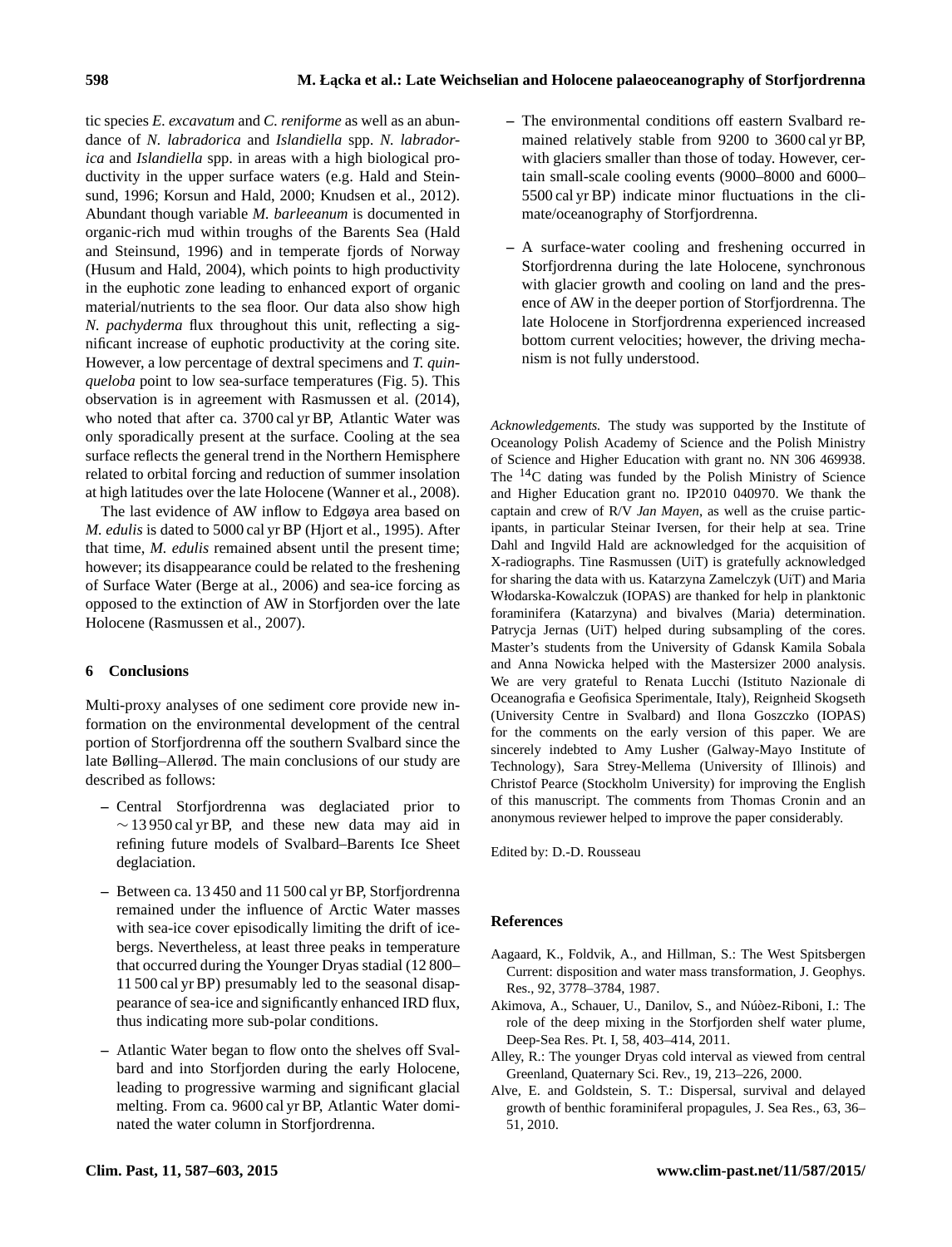tic species *E. excavatum* and *C. reniforme* as well as an abundance of *N. labradorica* and *Islandiella* spp. *N. labradorica* and *Islandiella* spp. in areas with a high biological productivity in the upper surface waters (e.g. Hald and Steinsund, 1996; Korsun and Hald, 2000; Knudsen et al., 2012). Abundant though variable *M. barleeanum* is documented in organic-rich mud within troughs of the Barents Sea (Hald and Steinsund, 1996) and in temperate fjords of Norway (Husum and Hald, 2004), which points to high productivity in the euphotic zone leading to enhanced export of organic material/nutrients to the sea floor. Our data also show high *N. pachyderma* flux throughout this unit, reflecting a significant increase of euphotic productivity at the coring site. However, a low percentage of dextral specimens and *T. quinqueloba* point to low sea-surface temperatures (Fig. 5). This observation is in agreement with Rasmussen et al. (2014), who noted that after ca. 3700 cal yr BP, Atlantic Water was only sporadically present at the surface. Cooling at the sea surface reflects the general trend in the Northern Hemisphere related to orbital forcing and reduction of summer insolation at high latitudes over the late Holocene (Wanner et al., 2008).

The last evidence of AW inflow to Edgøya area based on *M. edulis* is dated to 5000 cal yr BP (Hjort et al., 1995). After that time, *M. edulis* remained absent until the present time; however, its disappearance could be related to the freshening of Surface Water (Berge at al., 2006) and sea-ice forcing as opposed to the extinction of AW in Storfjorden over the late Holocene (Rasmussen et al., 2007).

## 6 Conclusions

Multi-proxy analyses of one sediment core provide new information on the environmental development of the central portion of Storfjordrenna off the southern Svalbard since the late Bølling–Allerød. The main conclusions of our study are described as follows:

- Central Storfjordrenna was deglaciated prior to ~13 950 cal yr BP, and these new data may aid in refining future models of Svalbard–Barents Ice Sheet deglaciation.
- Between ca. 13 450 and 11 500 cal yr BP, Storfjordrenna remained under the influence of Arctic Water masses with sea-ice cover episodically limiting the drift of icebergs. Nevertheless, at least three peaks in temperature that occurred during the Younger Dryas stadial (12 800–11 500 cal yr BP) presumably led to the seasonal disappearance of sea-ice and significantly enhanced IRD flux, thus indicating more sub-polar conditions.
- Atlantic Water began to flow onto the shelves off Svalbard and into Storfjorden during the early Holocene, leading to progressive warming and significant glacial melting. From ca. 9600 cal yr BP, Atlantic Water dominated the water column in Storfjordrenna.
- The environmental conditions off eastern Svalbard remained relatively stable from 9200 to 3600 cal yr BP, with glaciers smaller than those of today. However, certain small-scale cooling events (9000–8000 and 6000–5500 cal yr BP) indicate minor fluctuations in the climate/oceanography of Storfjordrenna.
- A surface-water cooling and freshening occurred in Storfjordrenna during the late Holocene, synchronous with glacier growth and cooling on land and the presence of AW in the deeper portion of Storfjordrenna. The late Holocene in Storfjordrenna experienced increased bottom current velocities; however, the driving mechanism is not fully understood.

*Acknowledgements.* The study was supported by the Institute of Oceanology Polish Academy of Science and the Polish Ministry of Science and Higher Education with grant no. NN 306 469938. The $^{14}$C dating was funded by the Polish Ministry of Science and Higher Education grant no. IP2010 040970. We thank the captain and crew of R/V *Jan Mayen*, as well as the cruise participants, in particular Steinar Iversen, for their help at sea. Trine Dahl and Ingvild Hald are acknowledged for the acquisition of X-radiographs. Tine Rasmussen (UiT) is gratefully acknowledged for sharing the data with us. Katarzyna Zamelczyk (UiT) and Maria Włodarska-Kowalczuk (IOPAS) are thanked for help in planktonic foraminifera (Katarzyna) and bivalves (Maria) determination. Patrycja Jernas (UiT) helped during subsampling of the cores. Master's students from the University of Gdansk Kamila Sobala and Anna Nowicka helped with the Mastersizer 2000 analysis. We are very grateful to Renata Lucchi (Istituto Nazionale di Oceanografia e Geofisica Sperimentale, Italy), Reignheid Skogseth (University Centre in Svalbard) and Ilona Goszczko (IOPAS) for the comments on the early version of this paper. We are sincerely indebted to Amy Lusher (Galway-Mayo Institute of Technology), Sara Strey-Mellema (University of Illinois) and Christof Pearce (Stockholm University) for improving the English of this manuscript. The comments from Thomas Cronin and an anonymous reviewer helped to improve the paper considerably.

Edited by: D.-D. Rousseau

## References

Aagaard, K., Foldvik, A., and Hillman, S.: The West Spitsbergen Current: disposition and water mass transformation, J. Geophys. Res., 92, 3778–3784, 1987.

Akimova, A., Schauer, U., Danilov, S., and Núòez-Riboni, I.: The role of the deep mixing in the Storfjorden shelf water plume, Deep-Sea Res. Pt. I, 58, 403–414, 2011.

Alley, R.: The younger Dryas cold interval as viewed from central Greenland, Quaternary Sci. Rev., 19, 213–226, 2000.

Alve, E. and Goldstein, S. T.: Dispersal, survival and delayed growth of benthic foraminiferal propagules, J. Sea Res., 63, 36–51, 2010.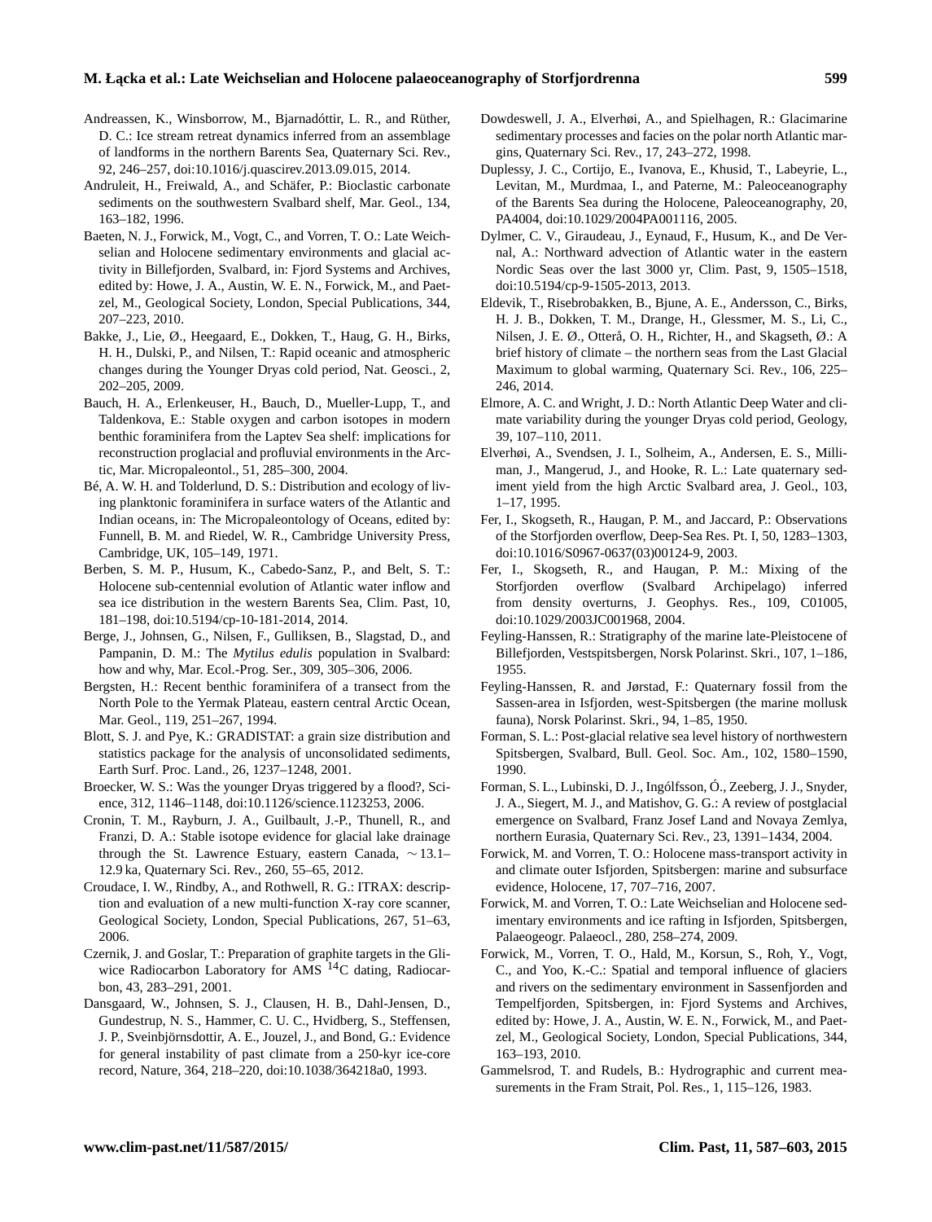Andreassen, K., Winsborrow, M., Bjarnadóttir, L. R., and Rüther, D. C.: Ice stream retreat dynamics inferred from an assemblage of landforms in the northern Barents Sea, Quaternary Sci. Rev., 92, 246–257, doi:10.1016/j.quascirev.2013.09.015, 2014.

Andruleit, H., Freiwald, A., and Schäfer, P.: Bioclastic carbonate sediments on the southwestern Svalbard shelf, Mar. Geol., 134, 163–182, 1996.

Baeten, N. J., Forwick, M., Vogt, C., and Vorren, T. O.: Late Weichselian and Holocene sedimentary environments and glacial activity in Billefjorden, Svalbard, in: Fjord Systems and Archives, edited by: Howe, J. A., Austin, W. E. N., Forwick, M., and Paetzel, M., Geological Society, London, Special Publications, 344, 207–223, 2010.

Bakke, J., Lie, Ø., Heegaard, E., Dokken, T., Haug, G. H., Birks, H. H., Dulski, P., and Nilsen, T.: Rapid oceanic and atmospheric changes during the Younger Dryas cold period, Nat. Geosci., 2, 202–205, 2009.

Bauch, H. A., Erlenkeuser, H., Bauch, D., Mueller-Lupp, T., and Taldenkova, E.: Stable oxygen and carbon isotopes in modern benthic foraminifera from the Laptev Sea shelf: implications for reconstruction proglacial and profluvial environments in the Arctic, Mar. Micropaleontol., 51, 285–300, 2004.

Bé, A. W. H. and Tolderlund, D. S.: Distribution and ecology of living planktonic foraminifera in surface waters of the Atlantic and Indian oceans, in: The Micropaleontology of Oceans, edited by: Funnell, B. M. and Riedel, W. R., Cambridge University Press, Cambridge, UK, 105–149, 1971.

Berben, S. M. P., Husum, K., Cabedo-Sanz, P., and Belt, S. T.: Holocene sub-centennial evolution of Atlantic water inflow and sea ice distribution in the western Barents Sea, Clim. Past, 10, 181–198, doi:10.5194/cp-10-181-2014, 2014.

Berge, J., Johnsen, G., Nilsen, F., Gulliksen, B., Slagstad, D., and Pampanin, D. M.: The *Mytilus edulis* population in Svalbard: how and why, Mar. Ecol.-Prog. Ser., 309, 305–306, 2006.

Bergsten, H.: Recent benthic foraminifera of a transect from the North Pole to the Yermak Plateau, eastern central Arctic Ocean, Mar. Geol., 119, 251–267, 1994.

Blott, S. J. and Pye, K.: GRADISTAT: a grain size distribution and statistics package for the analysis of unconsolidated sediments, Earth Surf. Proc. Land., 26, 1237–1248, 2001.

Broecker, W. S.: Was the younger Dryas triggered by a flood?, Science, 312, 1146–1148, doi:10.1126/science.1123253, 2006.

Cronin, T. M., Rayburn, J. A., Guilbault, J.-P., Thunell, R., and Franzi, D. A.: Stable isotope evidence for glacial lake drainage through the St. Lawrence Estuary, eastern Canada, $\sim$13.1–12.9 ka, Quaternary Sci. Rev., 260, 55–65, 2012.

Croudace, I. W., Rindby, A., and Rothwell, R. G.: ITRAX: description and evaluation of a new multi-function X-ray core scanner, Geological Society, London, Special Publications, 267, 51–63, 2006.

Czernik, J. and Goslar, T.: Preparation of graphite targets in the Gliwice Radiocarbon Laboratory for AMS $^{14}$C dating, Radiocarbon, 43, 283–291, 2001.

Dansgaard, W., Johnsen, S. J., Clausen, H. B., Dahl-Jensen, D., Gundestrup, N. S., Hammer, C. U. C., Hvidberg, S., Steffensen, J. P., Sveinbjörnsdottir, A. E., Jouzel, J., and Bond, G.: Evidence for general instability of past climate from a 250-kyr ice-core record, Nature, 364, 218–220, doi:10.1038/364218a0, 1993.

Dowdeswell, J. A., Elverhøi, A., and Spielhagen, R.: Glacimarine sedimentary processes and facies on the polar north Atlantic margins, Quaternary Sci. Rev., 17, 243–272, 1998.

Duplessy, J. C., Cortijo, E., Ivanova, E., Khusid, T., Labeyrie, L., Levitan, M., Murdmaa, I., and Paterne, M.: Paleoceanography of the Barents Sea during the Holocene, Paleoceanography, 20, PA4004, doi:10.1029/2004PA001116, 2005.

Dylmer, C. V., Giraudeau, J., Eynaud, F., Husum, K., and De Vernal, A.: Northward advection of Atlantic water in the eastern Nordic Seas over the last 3000 yr, Clim. Past, 9, 1505–1518, doi:10.5194/cp-9-1505-2013, 2013.

Eldevik, T., Risebrobakken, B., Bjune, A. E., Andersson, C., Birks, H. J. B., Dokken, T. M., Drange, H., Glessmer, M. S., Li, C., Nilsen, J. E. Ø., Otterå, O. H., Richter, H., and Skagseth, Ø.: A brief history of climate – the northern seas from the Last Glacial Maximum to global warming, Quaternary Sci. Rev., 106, 225–246, 2014.

Elmore, A. C. and Wright, J. D.: North Atlantic Deep Water and climate variability during the younger Dryas cold period, Geology, 39, 107–110, 2011.

Elverhøi, A., Svendsen, J. I., Solheim, A., Andersen, E. S., Milliman, J., Mangerud, J., and Hooke, R. L.: Late quaternary sediment yield from the high Arctic Svalbard area, J. Geol., 103, 1–17, 1995.

Fer, I., Skogseth, R., Haugan, P. M., and Jaccard, P.: Observations of the Storfjorden overflow, Deep-Sea Res. Pt. I, 50, 1283–1303, doi:10.1016/S0967-0637(03)00124-9, 2003.

Fer, I., Skogseth, R., and Haugan, P. M.: Mixing of the Storfjorden overflow (Svalbard Archipelago) inferred from density overturns, J. Geophys. Res., 109, C01005, doi:10.1029/2003JC001968, 2004.

Feyling-Hanssen, R.: Stratigraphy of the marine late-Pleistocene of Billefjorden, Vestspitsbergen, Norsk Polarinst. Skri., 107, 1–186, 1955.

Feyling-Hanssen, R. and Jørstad, F.: Quaternary fossil from the Sassen-area in Isfjorden, west-Spitsbergen (the marine mollusk fauna), Norsk Polarinst. Skri., 94, 1–85, 1950.

Forman, S. L.: Post-glacial relative sea level history of northwestern Spitsbergen, Svalbard, Bull. Geol. Soc. Am., 102, 1580–1590, 1990.

Forman, S. L., Lubinski, D. J., Ingólfsson, Ó., Zeeberg, J. J., Snyder, J. A., Siegert, M. J., and Matishov, G. G.: A review of postglacial emergence on Svalbard, Franz Josef Land and Novaya Zemlya, northern Eurasia, Quaternary Sci. Rev., 23, 1391–1434, 2004.

Forwick, M. and Vorren, T. O.: Holocene mass-transport activity in and climate outer Isfjorden, Spitsbergen: marine and subsurface evidence, Holocene, 17, 707–716, 2007.

Forwick, M. and Vorren, T. O.: Late Weichselian and Holocene sedimentary environments and ice rafting in Isfjorden, Spitsbergen, Palaeogeogr. Palaeocl., 280, 258–274, 2009.

Forwick, M., Vorren, T. O., Hald, M., Korsun, S., Roh, Y., Vogt, C., and Yoo, K.-C.: Spatial and temporal influence of glaciers and rivers on the sedimentary environment in Sassenfjorden and Tempelfjorden, Spitsbergen, in: Fjord Systems and Archives, edited by: Howe, J. A., Austin, W. E. N., Forwick, M., and Paetzel, M., Geological Society, London, Special Publications, 344, 163–193, 2010.

Gammelsrod, T. and Rudels, B.: Hydrographic and current measurements in the Fram Strait, Pol. Res., 1, 115–126, 1983.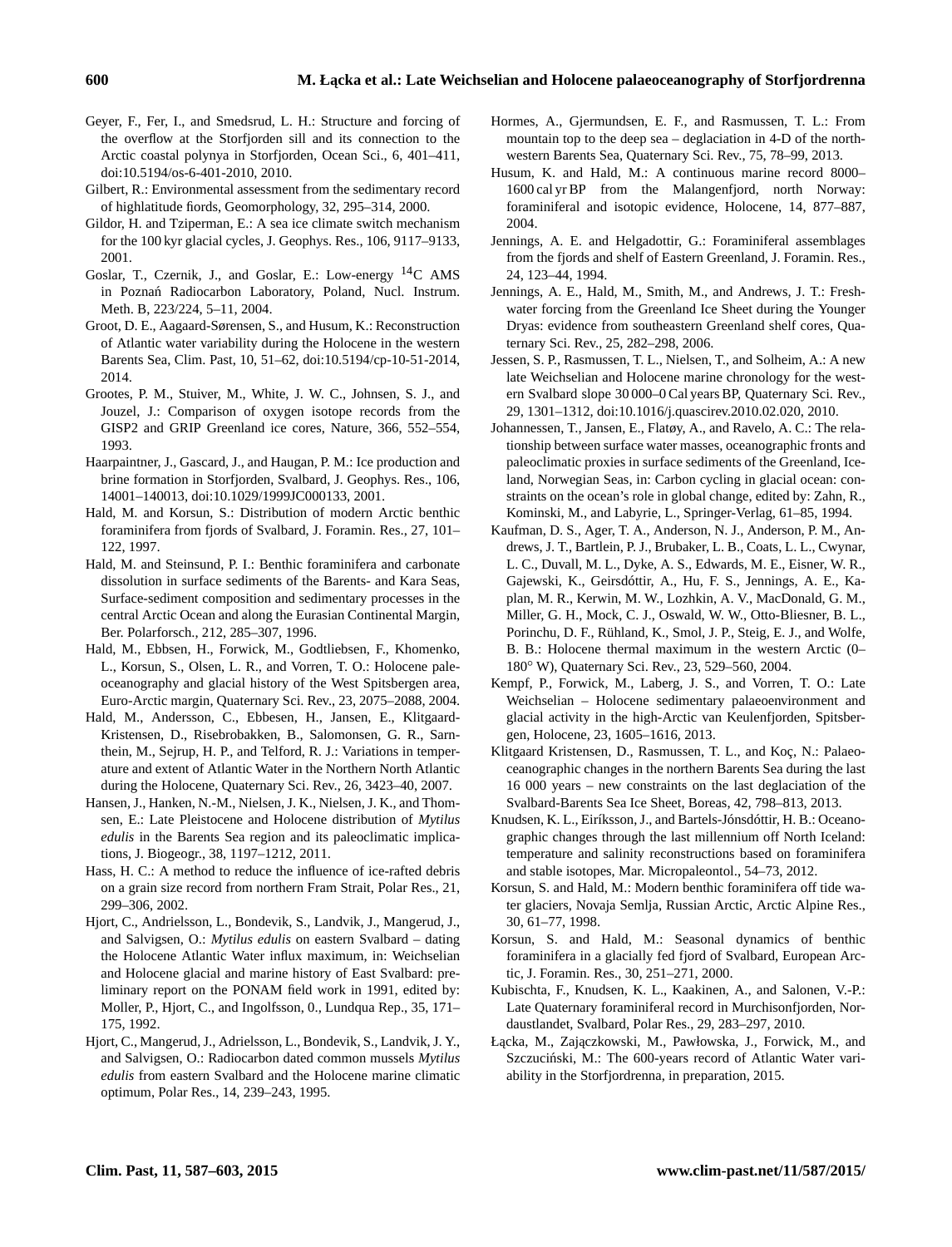Geyer, F., Fer, I., and Smedsrud, L. H.: Structure and forcing of the overflow at the Storfjorden sill and its connection to the Arctic coastal polynya in Storfjorden, Ocean Sci., 6, 401–411, doi:10.5194/os-6-401-2010, 2010.

Gilbert, R.: Environmental assessment from the sedimentary record of highlatitude fiords, Geomorphology, 32, 295–314, 2000.

Gildor, H. and Tziperman, E.: A sea ice climate switch mechanism for the 100 kyr glacial cycles, J. Geophys. Res., 106, 9117–9133, 2001.

Goslar, T., Czernik, J., and Goslar, E.: Low-energy $^{14}$C AMS in Poznań Radiocarbon Laboratory, Poland, Nucl. Instrum. Meth. B, 223/224, 5–11, 2004.

Groot, D. E., Aagaard-Sørensen, S., and Husum, K.: Reconstruction of Atlantic water variability during the Holocene in the western Barents Sea, Clim. Past, 10, 51–62, doi:10.5194/cp-10-51-2014, 2014.

Grootes, P. M., Stuiver, M., White, J. W. C., Johnsen, S. J., and Jouzel, J.: Comparison of oxygen isotope records from the GISP2 and GRIP Greenland ice cores, Nature, 366, 552–554, 1993.

Haarpaintner, J., Gascard, J., and Haugan, P. M.: Ice production and brine formation in Storfjorden, Svalbard, J. Geophys. Res., 106, 14001–140013, doi:10.1029/1999JC000133, 2001.

Hald, M. and Korsun, S.: Distribution of modern Arctic benthic foraminifera from fjords of Svalbard, J. Foramin. Res., 27, 101–122, 1997.

Hald, M. and Steinsund, P. I.: Benthic foraminifera and carbonate dissolution in surface sediments of the Barents- and Kara Seas, Surface-sediment composition and sedimentary processes in the central Arctic Ocean and along the Eurasian Continental Margin, Ber. Polarforsch., 212, 285–307, 1996.

Hald, M., Ebbsen, H., Forwick, M., Godtliebsen, F., Khomenko, L., Korsun, S., Olsen, L. R., and Vorren, T. O.: Holocene paleoceanography and glacial history of the West Spitsbergen area, Euro-Arctic margin, Quaternary Sci. Rev., 23, 2075–2088, 2004.

Hald, M., Andersson, C., Ebbesen, H., Jansen, E., Klitgaard-Kristensen, D., Risebrobakken, B., Salomonsen, G. R., Sarnthein, M., Sejrup, H. P., and Telford, R. J.: Variations in temperature and extent of Atlantic Water in the Northern North Atlantic during the Holocene, Quaternary Sci. Rev., 26, 3423–40, 2007.

Hansen, J., Hanken, N.-M., Nielsen, J. K., Nielsen, J. K., and Thomsen, E.: Late Pleistocene and Holocene distribution of *Mytilus edulis* in the Barents Sea region and its paleoclimatic implications, J. Biogeogr., 38, 1197–1212, 2011.

Hass, H. C.: A method to reduce the influence of ice-rafted debris on a grain size record from northern Fram Strait, Polar Res., 21, 299–306, 2002.

Hjort, C., Andrielsson, L., Bondevik, S., Landvik, J., Mangerud, J., and Salvigsen, O.: *Mytilus edulis* on eastern Svalbard – dating the Holocene Atlantic Water influx maximum, in: Weichselian and Holocene glacial and marine history of East Svalbard: preliminary report on the PONAM field work in 1991, edited by: Moller, P., Hjort, C., and Ingolfsson, 0., Lundqua Rep., 35, 171–175, 1992.

Hjort, C., Mangerud, J., Adrielsson, L., Bondevik, S., Landvik, J. Y., and Salvigsen, O.: Radiocarbon dated common mussels *Mytilus edulis* from eastern Svalbard and the Holocene marine climatic optimum, Polar Res., 14, 239–243, 1995.

Hormes, A., Gjermundsen, E. F., and Rasmussen, T. L.: From mountain top to the deep sea – deglaciation in 4-D of the northwestern Barents Sea, Quaternary Sci. Rev., 75, 78–99, 2013.

Husum, K. and Hald, M.: A continuous marine record 8000–1600 cal yr BP from the Malangenfjord, north Norway: foraminiferal and isotopic evidence, Holocene, 14, 877–887, 2004.

Jennings, A. E. and Helgadottir, G.: Foraminiferal assemblages from the fjords and shelf of Eastern Greenland, J. Foramin. Res., 24, 123–44, 1994.

Jennings, A. E., Hald, M., Smith, M., and Andrews, J. T.: Freshwater forcing from the Greenland Ice Sheet during the Younger Dryas: evidence from southeastern Greenland shelf cores, Quaternary Sci. Rev., 25, 282–298, 2006.

Jessen, S. P., Rasmussen, T. L., Nielsen, T., and Solheim, A.: A new late Weichselian and Holocene marine chronology for the western Svalbard slope 30 000–0 Cal years BP, Quaternary Sci. Rev., 29, 1301–1312, doi:10.1016/j.quascirev.2010.02.020, 2010.

Johannessen, T., Jansen, E., Flatøy, A., and Ravelo, A. C.: The relationship between surface water masses, oceanographic fronts and paleoclimatic proxies in surface sediments of the Greenland, Iceland, Norwegian Seas, in: Carbon cycling in glacial ocean: constraints on the ocean's role in global change, edited by: Zahn, R., Kominski, M., and Labyrie, L., Springer-Verlag, 61–85, 1994.

Kaufman, D. S., Ager, T. A., Anderson, N. J., Anderson, P. M., Andrews, J. T., Bartlein, P. J., Brubaker, L. B., Coats, L. L., Cwynar, L. C., Duvall, M. L., Dyke, A. S., Edwards, M. E., Eisner, W. R., Gajewski, K., Geirsdóttir, A., Hu, F. S., Jennings, A. E., Kaplan, M. R., Kerwin, M. W., Lozhkin, A. V., MacDonald, G. M., Miller, G. H., Mock, C. J., Oswald, W. W., Otto-Bliesner, B. L., Porinchu, D. F., Rühland, K., Smol, J. P., Steig, E. J., and Wolfe, B. B.: Holocene thermal maximum in the western Arctic (0–180° W), Quaternary Sci. Rev., 23, 529–560, 2004.

Kempf, P., Forwick, M., Laberg, J. S., and Vorren, T. O.: Late Weichselian – Holocene sedimentary palaeoenvironment and glacial activity in the high-Arctic van Keulenfjorden, Spitsbergen, Holocene, 23, 1605–1616, 2013.

Klitgaard Kristensen, D., Rasmussen, T. L., and Koç, N.: Palaeoceanographic changes in the northern Barents Sea during the last 16 000 years – new constraints on the last deglaciation of the Svalbard-Barents Sea Ice Sheet, Boreas, 42, 798–813, 2013.

Knudsen, K. L., Eiríksson, J., and Bartels-Jónsdóttir, H. B.: Oceanographic changes through the last millennium off North Iceland: temperature and salinity reconstructions based on foraminifera and stable isotopes, Mar. Micropaleontol., 54–73, 2012.

Korsun, S. and Hald, M.: Modern benthic foraminifera off tide water glaciers, Novaja Semlja, Russian Arctic, Arctic Alpine Res., 30, 61–77, 1998.

Korsun, S. and Hald, M.: Seasonal dynamics of benthic foraminifera in a glacially fed fjord of Svalbard, European Arctic, J. Foramin. Res., 30, 251–271, 2000.

Kubischta, F., Knudsen, K. L., Kaakinen, A., and Salonen, V.-P.: Late Quaternary foraminiferal record in Murchisonfjorden, Nordaustlandet, Svalbard, Polar Res., 29, 283–297, 2010.

Łącka, M., Zajączkowski, M., Pawłowska, J., Forwick, M., and Szczuciński, M.: The 600-years record of Atlantic Water variability in the Storfjordrenna, in preparation, 2015.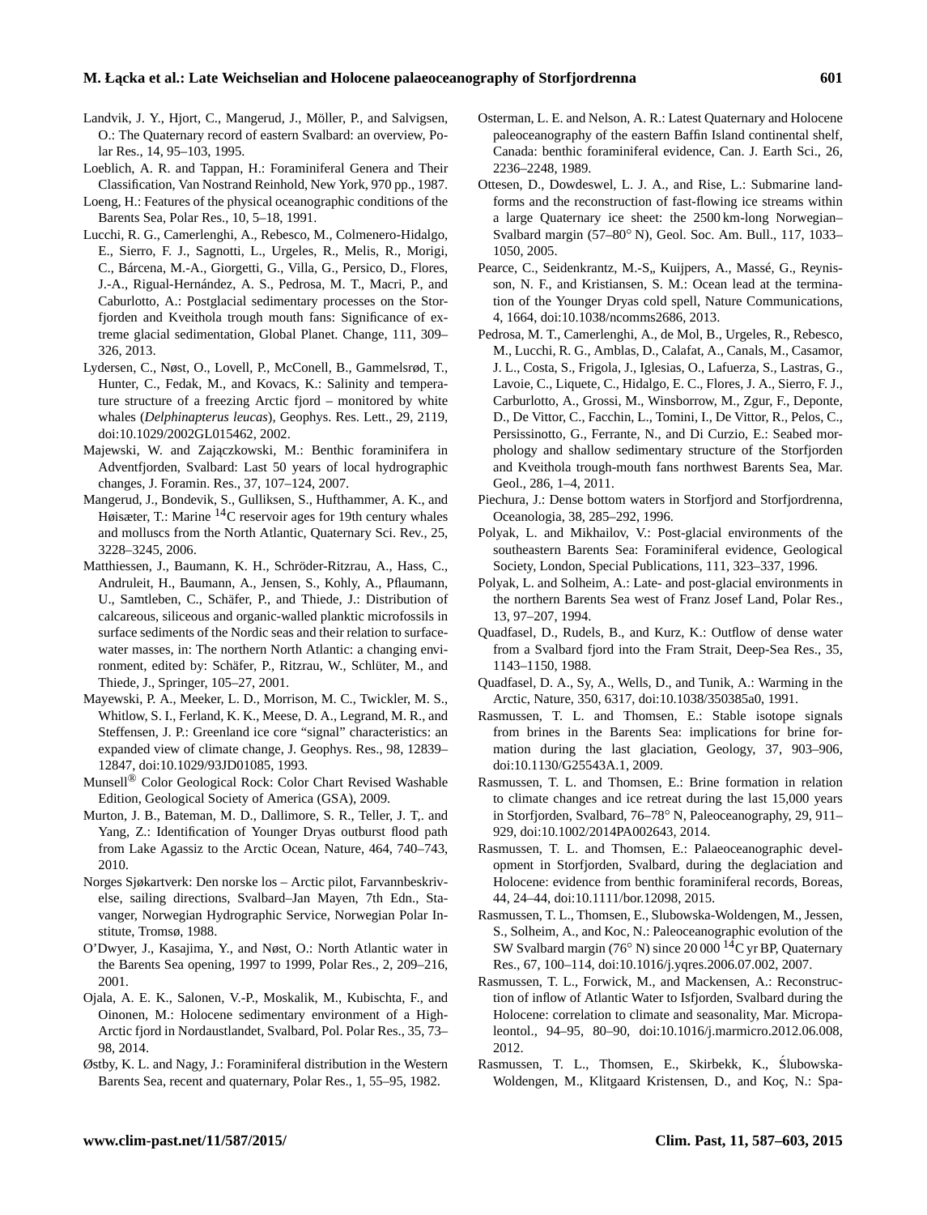Landvik, J. Y., Hjort, C., Mangerud, J., Möller, P., and Salvigsen, O.: The Quaternary record of eastern Svalbard: an overview, Polar Res., 14, 95–103, 1995.

Loeblich, A. R. and Tappan, H.: Foraminiferal Genera and Their Classification, Van Nostrand Reinhold, New York, 970 pp., 1987.

Loeng, H.: Features of the physical oceanographic conditions of the Barents Sea, Polar Res., 10, 5–18, 1991.

Lucchi, R. G., Camerlenghi, A., Rebesco, M., Colmenero-Hidalgo, E., Sierro, F. J., Sagnotti, L., Urgeles, R., Melis, R., Morigi, C., Bárcena, M.-A., Giorgetti, G., Villa, G., Persico, D., Flores, J.-A., Rigual-Hernández, A. S., Pedrosa, M. T., Macri, P., and Caburlotto, A.: Postglacial sedimentary processes on the Storfjorden and Kveithola trough mouth fans: Significance of extreme glacial sedimentation, Global Planet. Change, 111, 309–326, 2013.

Lydersen, C., Nøst, O., Lovell, P., McConell, B., Gammelsrød, T., Hunter, C., Fedak, M., and Kovacs, K.: Salinity and temperature structure of a freezing Arctic fjord – monitored by white whales (*Delphinapterus leucas*), Geophys. Res. Lett., 29, 2119, doi:10.1029/2002GL015462, 2002.

Majewski, W. and Zajączkowski, M.: Benthic foraminifera in Adventfjorden, Svalbard: Last 50 years of local hydrographic changes, J. Foramin. Res., 37, 107–124, 2007.

Mangerud, J., Bondevik, S., Gulliksen, S., Hufthammer, A. K., and Høisæter, T.: Marine $^{14}$C reservoir ages for 19th century whales and molluscs from the North Atlantic, Quaternary Sci. Rev., 25, 3228–3245, 2006.

Matthiessen, J., Baumann, K. H., Schröder-Ritzrau, A., Hass, C., Andruleit, H., Baumann, A., Jensen, S., Kohly, A., Pflaumann, U., Samtleben, C., Schäfer, P., and Thiede, J.: Distribution of calcareous, siliceous and organic-walled planktic microfossils in surface sediments of the Nordic seas and their relation to surface-water masses, in: The northern North Atlantic: a changing environment, edited by: Schäfer, P., Ritzrau, W., Schlüter, M., and Thiede, J., Springer, 105–27, 2001.

Mayewski, P. A., Meeker, L. D., Morrison, M. C., Twickler, M. S., Whitlow, S. I., Ferland, K. K., Meese, D. A., Legrand, M. R., and Steffensen, J. P.: Greenland ice core "signal" characteristics: an expanded view of climate change, J. Geophys. Res., 98, 12839–12847, doi:10.1029/93JD01085, 1993.

Munsell® Color Geological Rock: Color Chart Revised Washable Edition, Geological Society of America (GSA), 2009.

Murton, J. B., Bateman, M. D., Dallimore, S. R., Teller, J. T,. and Yang, Z.: Identification of Younger Dryas outburst flood path from Lake Agassiz to the Arctic Ocean, Nature, 464, 740–743, 2010.

Norges Sjøkartverk: Den norske los – Arctic pilot, Farvannbeskrivelse, sailing directions, Svalbard–Jan Mayen, 7th Edn., Stavanger, Norwegian Hydrographic Service, Norwegian Polar Institute, Tromsø, 1988.

O'Dwyer, J., Kasajima, Y., and Nøst, O.: North Atlantic water in the Barents Sea opening, 1997 to 1999, Polar Res., 2, 209–216, 2001.

Ojala, A. E. K., Salonen, V.-P., Moskalik, M., Kubischta, F., and Oinonen, M.: Holocene sedimentary environment of a High-Arctic fjord in Nordaustlandet, Svalbard, Pol. Polar Res., 35, 73–98, 2014.

Østby, K. L. and Nagy, J.: Foraminiferal distribution in the Western Barents Sea, recent and quaternary, Polar Res., 1, 55–95, 1982.

Osterman, L. E. and Nelson, A. R.: Latest Quaternary and Holocene paleoceanography of the eastern Baffin Island continental shelf, Canada: benthic foraminiferal evidence, Can. J. Earth Sci., 26, 2236–2248, 1989.

Ottesen, D., Dowdeswel, L. J. A., and Rise, L.: Submarine landforms and the reconstruction of fast-flowing ice streams within a large Quaternary ice sheet: the 2500 km-long Norwegian–Svalbard margin (57–80° N), Geol. Soc. Am. Bull., 117, 1033–1050, 2005.

Pearce, C., Seidenkrantz, M.-S,, Kuijpers, A., Massé, G., Reynisson, N. F., and Kristiansen, S. M.: Ocean lead at the termination of the Younger Dryas cold spell, Nature Communications, 4, 1664, doi:10.1038/ncomms2686, 2013.

Pedrosa, M. T., Camerlenghi, A., de Mol, B., Urgeles, R., Rebesco, M., Lucchi, R. G., Amblas, D., Calafat, A., Canals, M., Casamor, J. L., Costa, S., Frigola, J., Iglesias, O., Lafuerza, S., Lastras, G., Lavoie, C., Liquete, C., Hidalgo, E. C., Flores, J. A., Sierro, F. J., Carburlotto, A., Grossi, M., Winsborrow, M., Zgur, F., Deponte, D., De Vittor, C., Facchin, L., Tomini, I., De Vittor, R., Pelos, C., Persissinotto, G., Ferrante, N., and Di Curzio, E.: Seabed morphology and shallow sedimentary structure of the Storfjorden and Kveithola trough-mouth fans northwest Barents Sea, Mar. Geol., 286, 1–4, 2011.

Piechura, J.: Dense bottom waters in Storfjord and Storfjordrenna, Oceanologia, 38, 285–292, 1996.

Polyak, L. and Mikhailov, V.: Post-glacial environments of the southeastern Barents Sea: Foraminiferal evidence, Geological Society, London, Special Publications, 111, 323–337, 1996.

Polyak, L. and Solheim, A.: Late- and post-glacial environments in the northern Barents Sea west of Franz Josef Land, Polar Res., 13, 97–207, 1994.

Quadfasel, D., Rudels, B., and Kurz, K.: Outflow of dense water from a Svalbard fjord into the Fram Strait, Deep-Sea Res., 35, 1143–1150, 1988.

Quadfasel, D. A., Sy, A., Wells, D., and Tunik, A.: Warming in the Arctic, Nature, 350, 6317, doi:10.1038/350385a0, 1991.

Rasmussen, T. L. and Thomsen, E.: Stable isotope signals from brines in the Barents Sea: implications for brine formation during the last glaciation, Geology, 37, 903–906, doi:10.1130/G25543A.1, 2009.

Rasmussen, T. L. and Thomsen, E.: Brine formation in relation to climate changes and ice retreat during the last 15,000 years in Storfjorden, Svalbard, 76–78° N, Paleoceanography, 29, 911–929, doi:10.1002/2014PA002643, 2014.

Rasmussen, T. L. and Thomsen, E.: Palaeoceanographic development in Storfjorden, Svalbard, during the deglaciation and Holocene: evidence from benthic foraminiferal records, Boreas, 44, 24–44, doi:10.1111/bor.12098, 2015.

Rasmussen, T. L., Thomsen, E., Slubowska-Woldengen, M., Jessen, S., Solheim, A., and Koc, N.: Paleoceanographic evolution of the SW Svalbard margin (76° N) since 20 000 $^{14}$C yr BP, Quaternary Res., 67, 100–114, doi:10.1016/j.yqres.2006.07.002, 2007.

Rasmussen, T. L., Forwick, M., and Mackensen, A.: Reconstruction of inflow of Atlantic Water to Isfjorden, Svalbard during the Holocene: correlation to climate and seasonality, Mar. Micropaleontol., 94–95, 80–90, doi:10.1016/j.marmicro.2012.06.008, 2012.

Rasmussen, T. L., Thomsen, E., Skirbekk, K., Ślubowska-Woldengen, M., Klitgaard Kristensen, D., and Koç, N.: Spa-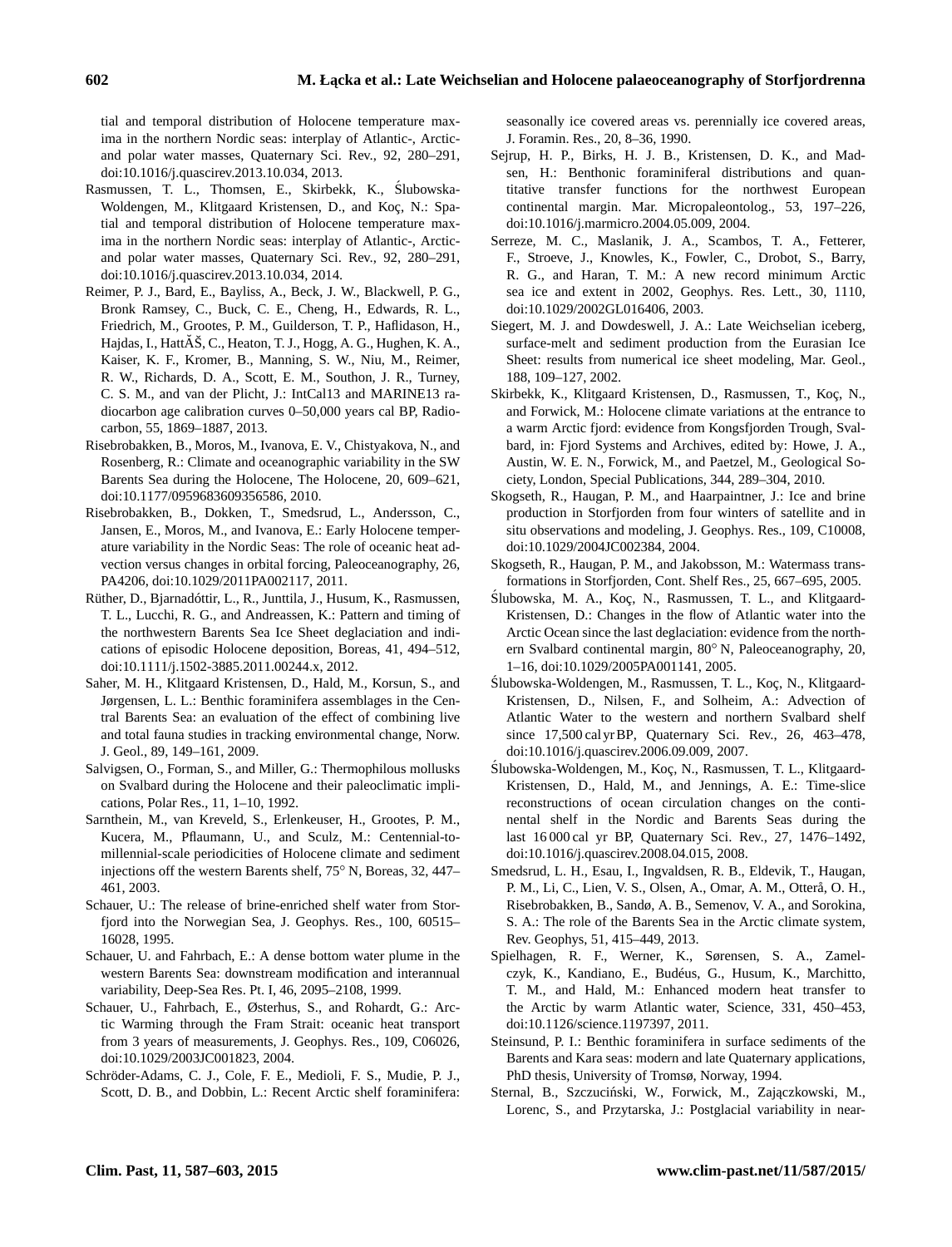tial and temporal distribution of Holocene temperature maxima in the northern Nordic seas: interplay of Atlantic-, Arctic- and polar water masses, Quaternary Sci. Rev., 92, 280–291, doi:10.1016/j.quascirev.2013.10.034, 2013.

Rasmussen, T. L., Thomsen, E., Skirbekk, K., Ślubowska-Woldengen, M., Klitgaard Kristensen, D., and Koç, N.: Spatial and temporal distribution of Holocene temperature maxima in the northern Nordic seas: interplay of Atlantic-, Arctic- and polar water masses, Quaternary Sci. Rev., 92, 280–291, doi:10.1016/j.quascirev.2013.10.034, 2014.

Reimer, P. J., Bard, E., Bayliss, A., Beck, J. W., Blackwell, P. G., Bronk Ramsey, C., Buck, C. E., Cheng, H., Edwards, R. L., Friedrich, M., Grootes, P. M., Guilderson, T. P., Haflidason, H., Hajdas, I., HattÃŠ, C., Heaton, T. J., Hogg, A. G., Hughen, K. A., Kaiser, K. F., Kromer, B., Manning, S. W., Niu, M., Reimer, R. W., Richards, D. A., Scott, E. M., Southon, J. R., Turney, C. S. M., and van der Plicht, J.: IntCal13 and MARINE13 radiocarbon age calibration curves 0–50,000 years cal BP, Radiocarbon, 55, 1869–1887, 2013.

Risebrobakken, B., Moros, M., Ivanova, E. V., Chistyakova, N., and Rosenberg, R.: Climate and oceanographic variability in the SW Barents Sea during the Holocene, The Holocene, 20, 609–621, doi:10.1177/0959683609356586, 2010.

Risebrobakken, B., Dokken, T., Smedsrud, L., Andersson, C., Jansen, E., Moros, M., and Ivanova, E.: Early Holocene temperature variability in the Nordic Seas: The role of oceanic heat advection versus changes in orbital forcing, Paleoceanography, 26, PA4206, doi:10.1029/2011PA002117, 2011.

Rüther, D., Bjarnadóttir, L., R., Junttila, J., Husum, K., Rasmussen, T. L., Lucchi, R. G., and Andreassen, K.: Pattern and timing of the northwestern Barents Sea Ice Sheet deglaciation and indications of episodic Holocene deposition, Boreas, 41, 494–512, doi:10.1111/j.1502-3885.2011.00244.x, 2012.

Saher, M. H., Klitgaard Kristensen, D., Hald, M., Korsun, S., and Jørgensen, L. L.: Benthic foraminifera assemblages in the Central Barents Sea: an evaluation of the effect of combining live and total fauna studies in tracking environmental change, Norw. J. Geol., 89, 149–161, 2009.

Salvigsen, O., Forman, S., and Miller, G.: Thermophilous mollusks on Svalbard during the Holocene and their paleoclimatic implications, Polar Res., 11, 1–10, 1992.

Sarnthein, M., van Kreveld, S., Erlenkeuser, H., Grootes, P. M., Kucera, M., Pflaumann, U., and Sculz, M.: Centennial-to-millennial-scale periodicities of Holocene climate and sediment injections off the western Barents shelf, 75° N, Boreas, 32, 447–461, 2003.

Schauer, U.: The release of brine-enriched shelf water from Storfjord into the Norwegian Sea, J. Geophys. Res., 100, 60515–16028, 1995.

Schauer, U. and Fahrbach, E.: A dense bottom water plume in the western Barents Sea: downstream modification and interannual variability, Deep-Sea Res. Pt. I, 46, 2095–2108, 1999.

Schauer, U., Fahrbach, E., Østerhus, S., and Rohardt, G.: Arctic Warming through the Fram Strait: oceanic heat transport from 3 years of measurements, J. Geophys. Res., 109, C06026, doi:10.1029/2003JC001823, 2004.

Schröder-Adams, C. J., Cole, F. E., Medioli, F. S., Mudie, P. J., Scott, D. B., and Dobbin, L.: Recent Arctic shelf foraminifera: seasonally ice covered areas vs. perennially ice covered areas, J. Foramin. Res., 20, 8–36, 1990.

Sejrup, H. P., Birks, H. J. B., Kristensen, D. K., and Madsen, H.: Benthonic foraminiferal distributions and quantitative transfer functions for the northwest European continental margin. Mar. Micropaleontolog., 53, 197–226, doi:10.1016/j.marmicro.2004.05.009, 2004.

Serreze, M. C., Maslanik, J. A., Scambos, T. A., Fetterer, F., Stroeve, J., Knowles, K., Fowler, C., Drobot, S., Barry, R. G., and Haran, T. M.: A new record minimum Arctic sea ice and extent in 2002, Geophys. Res. Lett., 30, 1110, doi:10.1029/2002GL016406, 2003.

Siegert, M. J. and Dowdeswell, J. A.: Late Weichselian iceberg, surface-melt and sediment production from the Eurasian Ice Sheet: results from numerical ice sheet modeling, Mar. Geol., 188, 109–127, 2002.

Skirbekk, K., Klitgaard Kristensen, D., Rasmussen, T., Koç, N., and Forwick, M.: Holocene climate variations at the entrance to a warm Arctic fjord: evidence from Kongsfjorden Trough, Svalbard, in: Fjord Systems and Archives, edited by: Howe, J. A., Austin, W. E. N., Forwick, M., and Paetzel, M., Geological Society, London, Special Publications, 344, 289–304, 2010.

Skogseth, R., Haugan, P. M., and Haarpaintner, J.: Ice and brine production in Storfjorden from four winters of satellite and in situ observations and modeling, J. Geophys. Res., 109, C10008, doi:10.1029/2004JC002384, 2004.

Skogseth, R., Haugan, P. M., and Jakobsson, M.: Watermass transformations in Storfjorden, Cont. Shelf Res., 25, 667–695, 2005.

Ślubowska, M. A., Koç, N., Rasmussen, T. L., and Klitgaard-Kristensen, D.: Changes in the flow of Atlantic water into the Arctic Ocean since the last deglaciation: evidence from the northern Svalbard continental margin, 80° N, Paleoceanography, 20, 1–16, doi:10.1029/2005PA001141, 2005.

Ślubowska-Woldengen, M., Rasmussen, T. L., Koç, N., Klitgaard-Kristensen, D., Nilsen, F., and Solheim, A.: Advection of Atlantic Water to the western and northern Svalbard shelf since 17,500 cal yr BP, Quaternary Sci. Rev., 26, 463–478, doi:10.1016/j.quascirev.2006.09.009, 2007.

Ślubowska-Woldengen, M., Koç, N., Rasmussen, T. L., Klitgaard-Kristensen, D., Hald, M., and Jennings, A. E.: Time-slice reconstructions of ocean circulation changes on the continental shelf in the Nordic and Barents Seas during the last 16 000 cal yr BP, Quaternary Sci. Rev., 27, 1476–1492, doi:10.1016/j.quascirev.2008.04.015, 2008.

Smedsrud, L. H., Esau, I., Ingvaldsen, R. B., Eldevik, T., Haugan, P. M., Li, C., Lien, V. S., Olsen, A., Omar, A. M., Otterå, O. H., Risebrobakken, B., Sandø, A. B., Semenov, V. A., and Sorokina, S. A.: The role of the Barents Sea in the Arctic climate system, Rev. Geophys, 51, 415–449, 2013.

Spielhagen, R. F., Werner, K., Sørensen, S. A., Zamelczyk, K., Kandiano, E., Budéus, G., Husum, K., Marchitto, T. M., and Hald, M.: Enhanced modern heat transfer to the Arctic by warm Atlantic water, Science, 331, 450–453, doi:10.1126/science.1197397, 2011.

Steinsund, P. I.: Benthic foraminifera in surface sediments of the Barents and Kara seas: modern and late Quaternary applications, PhD thesis, University of Tromsø, Norway, 1994.

Sternal, B., Szczuciński, W., Forwick, M., Zajączkowski, M., Lorenc, S., and Przytarska, J.: Postglacial variability in near-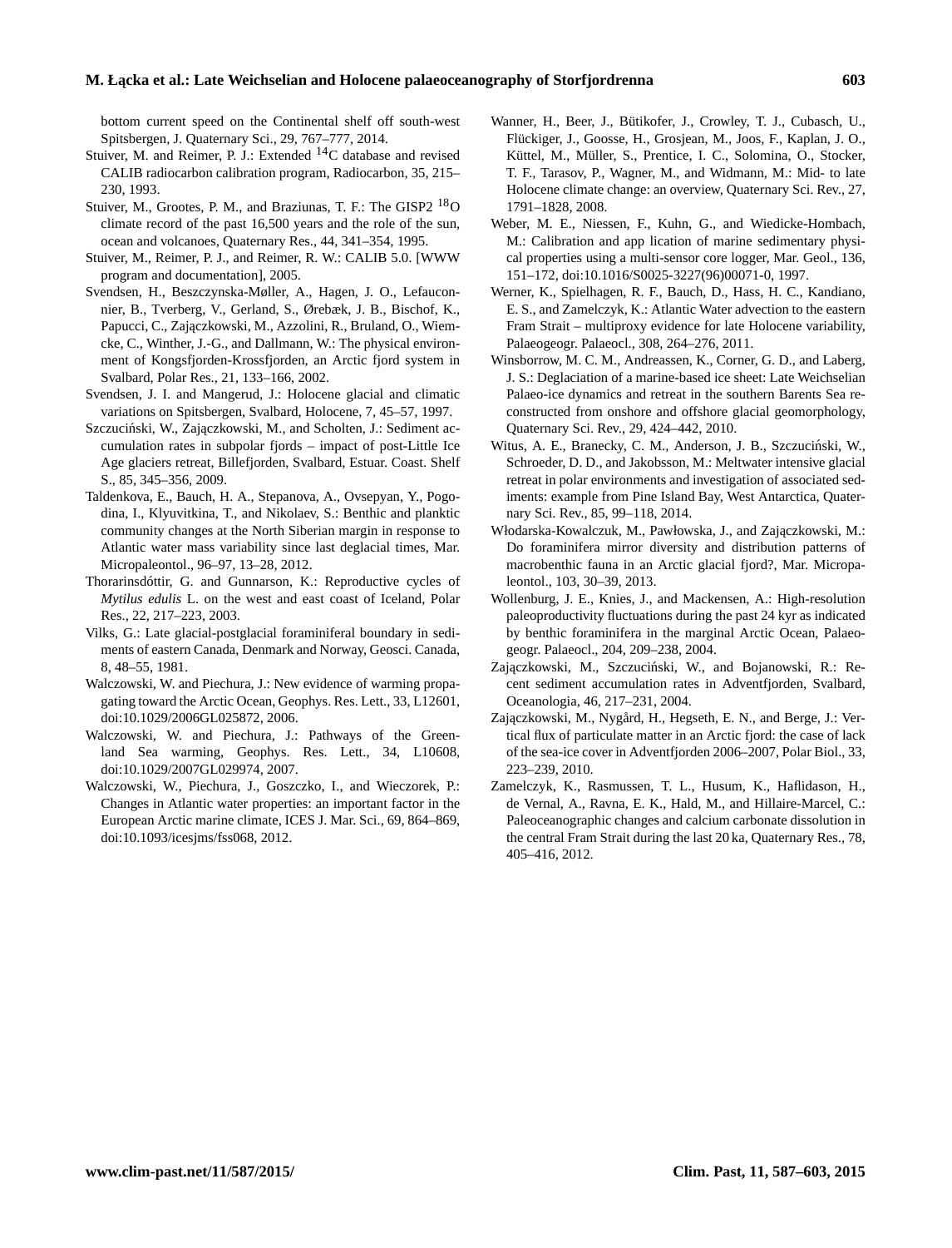bottom current speed on the Continental shelf off south-west Spitsbergen, J. Quaternary Sci., 29, 767–777, 2014.

Stuiver, M. and Reimer, P. J.: Extended $^{14}$C database and revised CALIB radiocarbon calibration program, Radiocarbon, 35, 215–230, 1993.

Stuiver, M., Grootes, P. M., and Braziunas, T. F.: The GISP2 $^{18}$O climate record of the past 16,500 years and the role of the sun, ocean and volcanoes, Quaternary Res., 44, 341–354, 1995.

Stuiver, M., Reimer, P. J., and Reimer, R. W.: CALIB 5.0. [WWW program and documentation], 2005.

Svendsen, H., Beszczynska-Møller, A., Hagen, J. O., Lefauconnier, B., Tverberg, V., Gerland, S., Ørebæk, J. B., Bischof, K., Papucci, C., Zajączkowski, M., Azzolini, R., Bruland, O., Wiemcke, C., Winther, J.-G., and Dallmann, W.: The physical environment of Kongsfjorden-Krossfjorden, an Arctic fjord system in Svalbard, Polar Res., 21, 133–166, 2002.

Svendsen, J. I. and Mangerud, J.: Holocene glacial and climatic variations on Spitsbergen, Svalbard, Holocene, 7, 45–57, 1997.

Szczuciński, W., Zajączkowski, M., and Scholten, J.: Sediment accumulation rates in subpolar fjords – impact of post-Little Ice Age glaciers retreat, Billefjorden, Svalbard, Estuar. Coast. Shelf S., 85, 345–356, 2009.

Taldenkova, E., Bauch, H. A., Stepanova, A., Ovsepyan, Y., Pogodina, I., Klyuvitkina, T., and Nikolaev, S.: Benthic and planktic community changes at the North Siberian margin in response to Atlantic water mass variability since last deglacial times, Mar. Micropaleontol., 96–97, 13–28, 2012.

Thorarinsdóttir, G. and Gunnarson, K.: Reproductive cycles of *Mytilus edulis* L. on the west and east coast of Iceland, Polar Res., 22, 217–223, 2003.

Vilks, G.: Late glacial-postglacial foraminiferal boundary in sediments of eastern Canada, Denmark and Norway, Geosci. Canada, 8, 48–55, 1981.

Walczowski, W. and Piechura, J.: New evidence of warming propagating toward the Arctic Ocean, Geophys. Res. Lett., 33, L12601, doi:10.1029/2006GL025872, 2006.

Walczowski, W. and Piechura, J.: Pathways of the Greenland Sea warming, Geophys. Res. Lett., 34, L10608, doi:10.1029/2007GL029974, 2007.

Walczowski, W., Piechura, J., Goszczko, I., and Wieczorek, P.: Changes in Atlantic water properties: an important factor in the European Arctic marine climate, ICES J. Mar. Sci., 69, 864–869, doi:10.1093/icesjms/fss068, 2012.

Wanner, H., Beer, J., Bütikofer, J., Crowley, T. J., Cubasch, U., Flückiger, J., Goosse, H., Grosjean, M., Joos, F., Kaplan, J. O., Küttel, M., Müller, S., Prentice, I. C., Solomina, O., Stocker, T. F., Tarasov, P., Wagner, M., and Widmann, M.: Mid- to late Holocene climate change: an overview, Quaternary Sci. Rev., 27, 1791–1828, 2008.

Weber, M. E., Niessen, F., Kuhn, G., and Wiedicke-Hombach, M.: Calibration and app lication of marine sedimentary physical properties using a multi-sensor core logger, Mar. Geol., 136, 151–172, doi:10.1016/S0025-3227(96)00071-0, 1997.

Werner, K., Spielhagen, R. F., Bauch, D., Hass, H. C., Kandiano, E. S., and Zamelczyk, K.: Atlantic Water advection to the eastern Fram Strait – multiproxy evidence for late Holocene variability, Palaeogeogr. Palaeocl., 308, 264–276, 2011.

Winsborrow, M. C. M., Andreassen, K., Corner, G. D., and Laberg, J. S.: Deglaciation of a marine-based ice sheet: Late Weichselian Palaeo-ice dynamics and retreat in the southern Barents Sea reconstructed from onshore and offshore glacial geomorphology, Quaternary Sci. Rev., 29, 424–442, 2010.

Witus, A. E., Branecky, C. M., Anderson, J. B., Szczuciński, W., Schroeder, D. D., and Jakobsson, M.: Meltwater intensive glacial retreat in polar environments and investigation of associated sediments: example from Pine Island Bay, West Antarctica, Quaternary Sci. Rev., 85, 99–118, 2014.

Włodarska-Kowalczuk, M., Pawłowska, J., and Zajączkowski, M.: Do foraminifera mirror diversity and distribution patterns of macrobenthic fauna in an Arctic glacial fjord?, Mar. Micropaleontol., 103, 30–39, 2013.

Wollenburg, J. E., Knies, J., and Mackensen, A.: High-resolution paleoproductivity fluctuations during the past 24 kyr as indicated by benthic foraminifera in the marginal Arctic Ocean, Palaeogeogr. Palaeocl., 204, 209–238, 2004.

Zajączkowski, M., Szczuciński, W., and Bojanowski, R.: Recent sediment accumulation rates in Adventfjorden, Svalbard, Oceanologia, 46, 217–231, 2004.

Zajączkowski, M., Nygård, H., Hegseth, E. N., and Berge, J.: Vertical flux of particulate matter in an Arctic fjord: the case of lack of the sea-ice cover in Adventfjorden 2006–2007, Polar Biol., 33, 223–239, 2010.

Zamelczyk, K., Rasmussen, T. L., Husum, K., Haflidason, H., de Vernal, A., Ravna, E. K., Hald, M., and Hillaire-Marcel, C.: Paleoceanographic changes and calcium carbonate dissolution in the central Fram Strait during the last 20 ka, Quaternary Res., 78, 405–416, 2012.